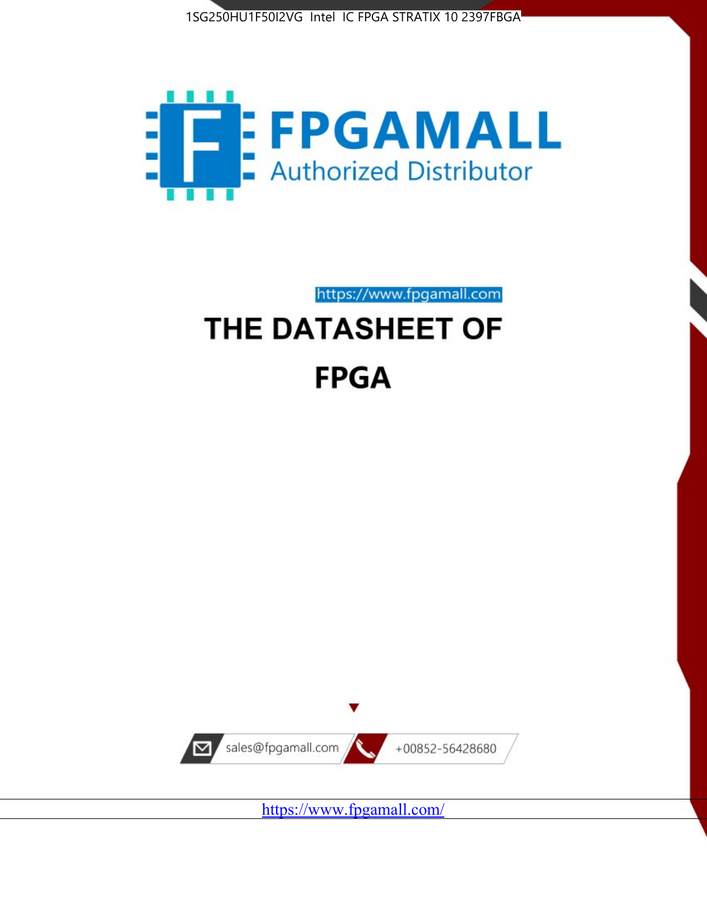1SG250HU1F50I2VG Intel IC FPGA STRATIX 10 2397FBGA

FPGAMALL

Authorized Distributor

https://www.fpgamall.com

# THE DATASHEET OF

# FPGA

sales@fpgamall.com

+00852-56428680

https://www.fpgamall.com/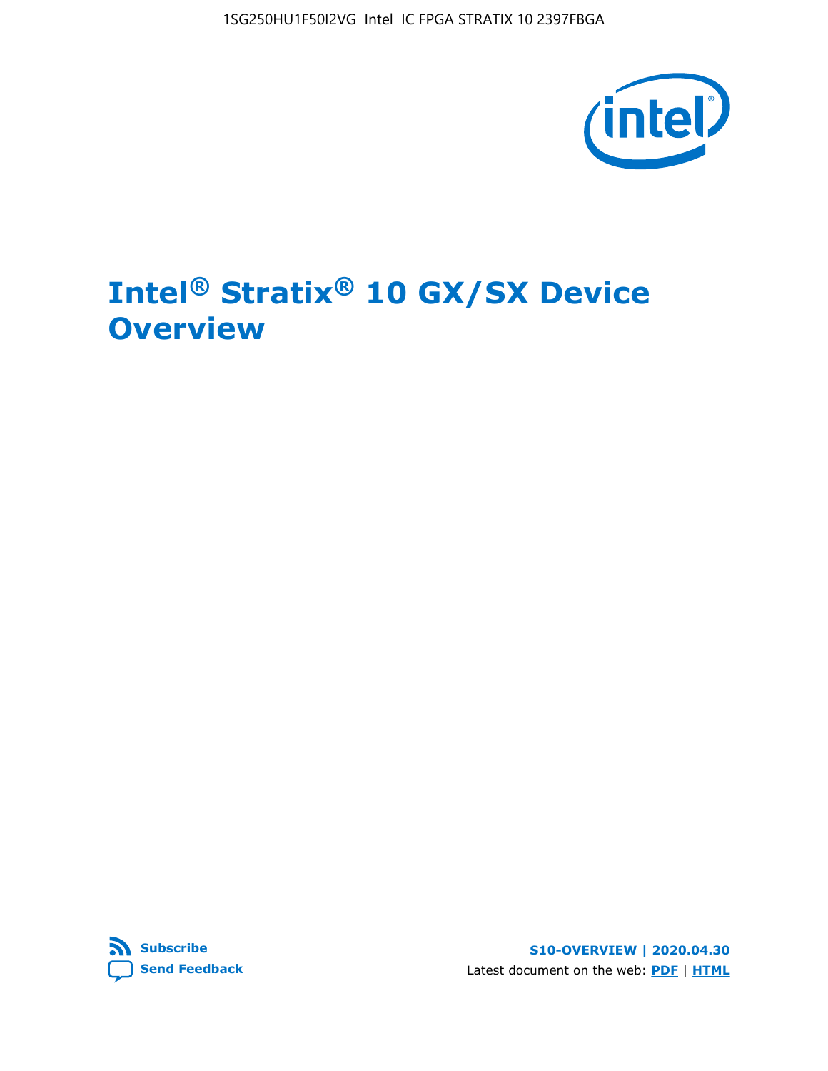# Intel® Stratix® 10 GX/SX Device Overview

Subscribe

Send Feedback

S10-OVERVIEW | 2020.04.30

Latest document on the web: PDF | HTML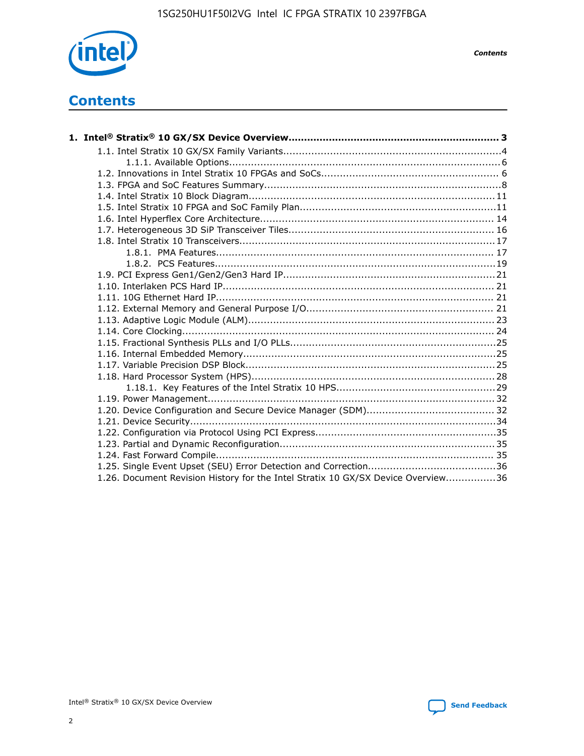# Contents

**1. Intel® Stratix® 10 GX/SX Device Overview.................................................................... 3**

- 1.1. Intel Stratix 10 GX/SX Family Variants......................................................................4
  - 1.1.1. Available Options.......................................................................................6
- 1.2. Innovations in Intel Stratix 10 FPGAs and SoCs......................................................... 6
- 1.3. FPGA and SoC Features Summary............................................................................8
- 1.4. Intel Stratix 10 Block Diagram...............................................................................11
- 1.5. Intel Stratix 10 FPGA and SoC Family Plan...............................................................11
- 1.6. Intel Hyperflex Core Architecture........................................................................... 14
- 1.7. Heterogeneous 3D SiP Transceiver Tiles.................................................................. 16
- 1.8. Intel Stratix 10 Transceivers.................................................................................. 17
  - 1.8.1. PMA Features......................................................................................... 17
  - 1.8.2. PCS Features..........................................................................................19
- 1.9. PCI Express Gen1/Gen2/Gen3 Hard IP....................................................................21
- 1.10. Interlaken PCS Hard IP....................................................................................... 21
- 1.11. 10G Ethernet Hard IP......................................................................................... 21
- 1.12. External Memory and General Purpose I/O............................................................ 21
- 1.13. Adaptive Logic Module (ALM)............................................................................... 23
- 1.14. Core Clocking.................................................................................................... 24
- 1.15. Fractional Synthesis PLLs and I/O PLLs..................................................................25
- 1.16. Internal Embedded Memory.................................................................................25
- 1.17. Variable Precision DSP Block................................................................................25
- 1.18. Hard Processor System (HPS)..............................................................................28
  - 1.18.1. Key Features of the Intel Stratix 10 HPS...................................................29
- 1.19. Power Management............................................................................................ 32
- 1.20. Device Configuration and Secure Device Manager (SDM)......................................... 32
- 1.21. Device Security..................................................................................................34
- 1.22. Configuration via Protocol Using PCI Express..........................................................35
- 1.23. Partial and Dynamic Reconfiguration.................................................................... 35
- 1.24. Fast Forward Compile......................................................................................... 35
- 1.25. Single Event Upset (SEU) Error Detection and Correction.........................................36
- 1.26. Document Revision History for the Intel Stratix 10 GX/SX Device Overview................36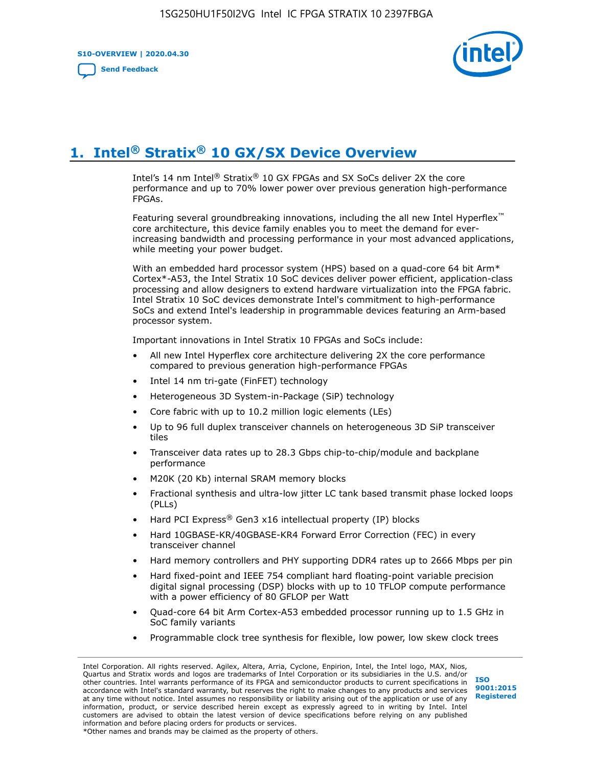# 1. Intel® Stratix® 10 GX/SX Device Overview

Intel's 14 nm Intel® Stratix® 10 GX FPGAs and SX SoCs deliver 2X the core performance and up to 70% lower power over previous generation high-performance FPGAs.

Featuring several groundbreaking innovations, including the all new Intel Hyperflex™ core architecture, this device family enables you to meet the demand for ever-increasing bandwidth and processing performance in your most advanced applications, while meeting your power budget.

With an embedded hard processor system (HPS) based on a quad-core 64 bit Arm* Cortex*-A53, the Intel Stratix 10 SoC devices deliver power efficient, application-class processing and allow designers to extend hardware virtualization into the FPGA fabric. Intel Stratix 10 SoC devices demonstrate Intel's commitment to high-performance SoCs and extend Intel's leadership in programmable devices featuring an Arm-based processor system.

Important innovations in Intel Stratix 10 FPGAs and SoCs include:

- All new Intel Hyperflex core architecture delivering 2X the core performance compared to previous generation high-performance FPGAs
- Intel 14 nm tri-gate (FinFET) technology
- Heterogeneous 3D System-in-Package (SiP) technology
- Core fabric with up to 10.2 million logic elements (LEs)
- Up to 96 full duplex transceiver channels on heterogeneous 3D SiP transceiver tiles
- Transceiver data rates up to 28.3 Gbps chip-to-chip/module and backplane performance
- M20K (20 Kb) internal SRAM memory blocks
- Fractional synthesis and ultra-low jitter LC tank based transmit phase locked loops (PLLs)
- Hard PCI Express® Gen3 x16 intellectual property (IP) blocks
- Hard 10GBASE-KR/40GBASE-KR4 Forward Error Correction (FEC) in every transceiver channel
- Hard memory controllers and PHY supporting DDR4 rates up to 2666 Mbps per pin
- Hard fixed-point and IEEE 754 compliant hard floating-point variable precision digital signal processing (DSP) blocks with up to 10 TFLOP compute performance with a power efficiency of 80 GFLOP per Watt
- Quad-core 64 bit Arm Cortex-A53 embedded processor running up to 1.5 GHz in SoC family variants
- Programmable clock tree synthesis for flexible, low power, low skew clock trees

Intel Corporation. All rights reserved. Agilex, Altera, Arria, Cyclone, Enpirion, Intel, the Intel logo, MAX, Nios, Quartus and Stratix words and logos are trademarks of Intel Corporation or its subsidiaries in the U.S. and/or other countries. Intel warrants performance of its FPGA and semiconductor products to current specifications in accordance with Intel's standard warranty, but reserves the right to make changes to any products and services at any time without notice. Intel assumes no responsibility or liability arising out of the application or use of any information, product, or service described herein except as expressly agreed to in writing by Intel. Intel customers are advised to obtain the latest version of device specifications before relying on any published information and before placing orders for products or services.
*Other names and brands may be claimed as the property of others.

ISO 9001:2015 Registered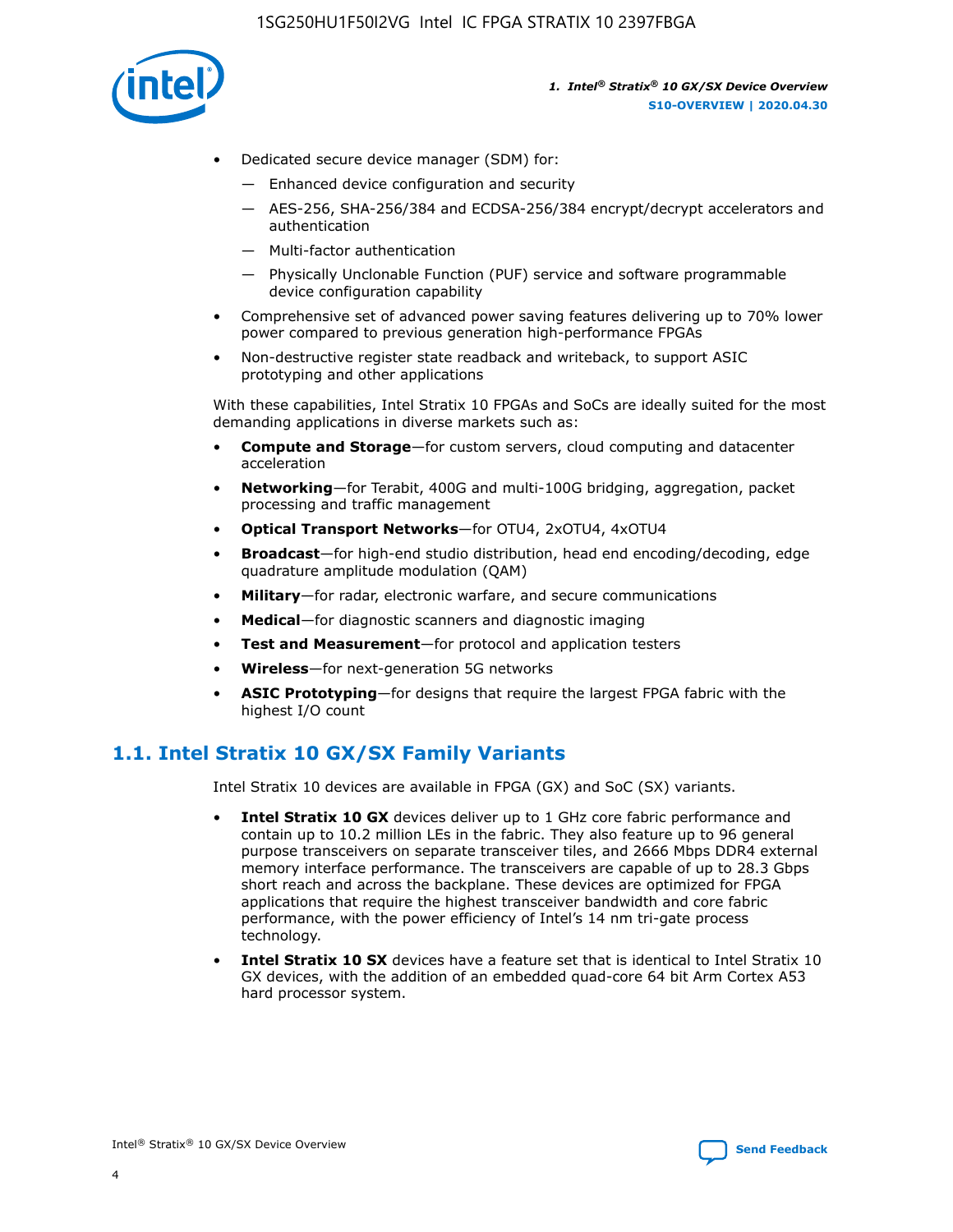- Dedicated secure device manager (SDM) for:
  - Enhanced device configuration and security
  - AES-256, SHA-256/384 and ECDSA-256/384 encrypt/decrypt accelerators and authentication
  - Multi-factor authentication
  - Physically Unclonable Function (PUF) service and software programmable device configuration capability
- Comprehensive set of advanced power saving features delivering up to 70% lower power compared to previous generation high-performance FPGAs
- Non-destructive register state readback and writeback, to support ASIC prototyping and other applications

With these capabilities, Intel Stratix 10 FPGAs and SoCs are ideally suited for the most demanding applications in diverse markets such as:

- **Compute and Storage**—for custom servers, cloud computing and datacenter acceleration
- **Networking**—for Terabit, 400G and multi-100G bridging, aggregation, packet processing and traffic management
- **Optical Transport Networks**—for OTU4, 2xOTU4, 4xOTU4
- **Broadcast**—for high-end studio distribution, head end encoding/decoding, edge quadrature amplitude modulation (QAM)
- **Military**—for radar, electronic warfare, and secure communications
- **Medical**—for diagnostic scanners and diagnostic imaging
- **Test and Measurement**—for protocol and application testers
- **Wireless**—for next-generation 5G networks
- **ASIC Prototyping**—for designs that require the largest FPGA fabric with the highest I/O count

## 1.1. Intel Stratix 10 GX/SX Family Variants

Intel Stratix 10 devices are available in FPGA (GX) and SoC (SX) variants.

- **Intel Stratix 10 GX** devices deliver up to 1 GHz core fabric performance and contain up to 10.2 million LEs in the fabric. They also feature up to 96 general purpose transceivers on separate transceiver tiles, and 2666 Mbps DDR4 external memory interface performance. The transceivers are capable of up to 28.3 Gbps short reach and across the backplane. These devices are optimized for FPGA applications that require the highest transceiver bandwidth and core fabric performance, with the power efficiency of Intel's 14 nm tri-gate process technology.
- **Intel Stratix 10 SX** devices have a feature set that is identical to Intel Stratix 10 GX devices, with the addition of an embedded quad-core 64 bit Arm Cortex A53 hard processor system.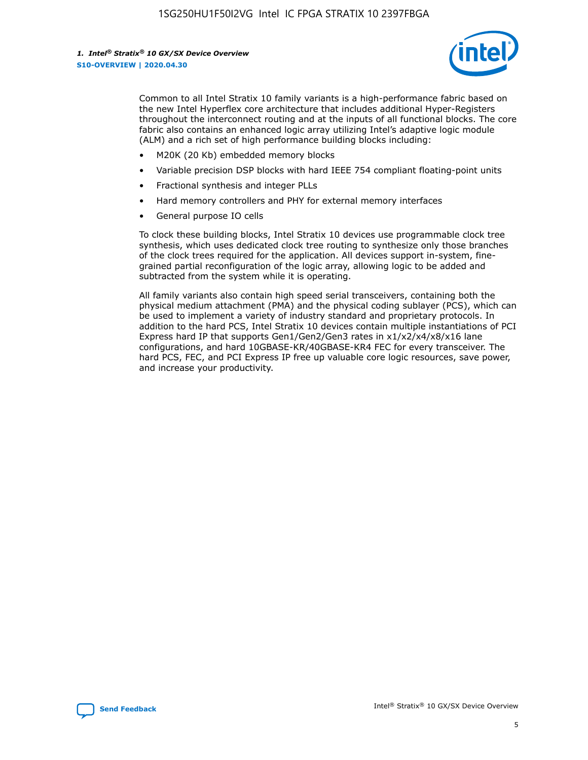Common to all Intel Stratix 10 family variants is a high-performance fabric based on the new Intel Hyperflex core architecture that includes additional Hyper-Registers throughout the interconnect routing and at the inputs of all functional blocks. The core fabric also contains an enhanced logic array utilizing Intel's adaptive logic module (ALM) and a rich set of high performance building blocks including:

- M20K (20 Kb) embedded memory blocks
- Variable precision DSP blocks with hard IEEE 754 compliant floating-point units
- Fractional synthesis and integer PLLs
- Hard memory controllers and PHY for external memory interfaces
- General purpose IO cells

To clock these building blocks, Intel Stratix 10 devices use programmable clock tree synthesis, which uses dedicated clock tree routing to synthesize only those branches of the clock trees required for the application. All devices support in-system, fine-grained partial reconfiguration of the logic array, allowing logic to be added and subtracted from the system while it is operating.

All family variants also contain high speed serial transceivers, containing both the physical medium attachment (PMA) and the physical coding sublayer (PCS), which can be used to implement a variety of industry standard and proprietary protocols. In addition to the hard PCS, Intel Stratix 10 devices contain multiple instantiations of PCI Express hard IP that supports Gen1/Gen2/Gen3 rates in x1/x2/x4/x8/x16 lane configurations, and hard 10GBASE-KR/40GBASE-KR4 FEC for every transceiver. The hard PCS, FEC, and PCI Express IP free up valuable core logic resources, save power, and increase your productivity.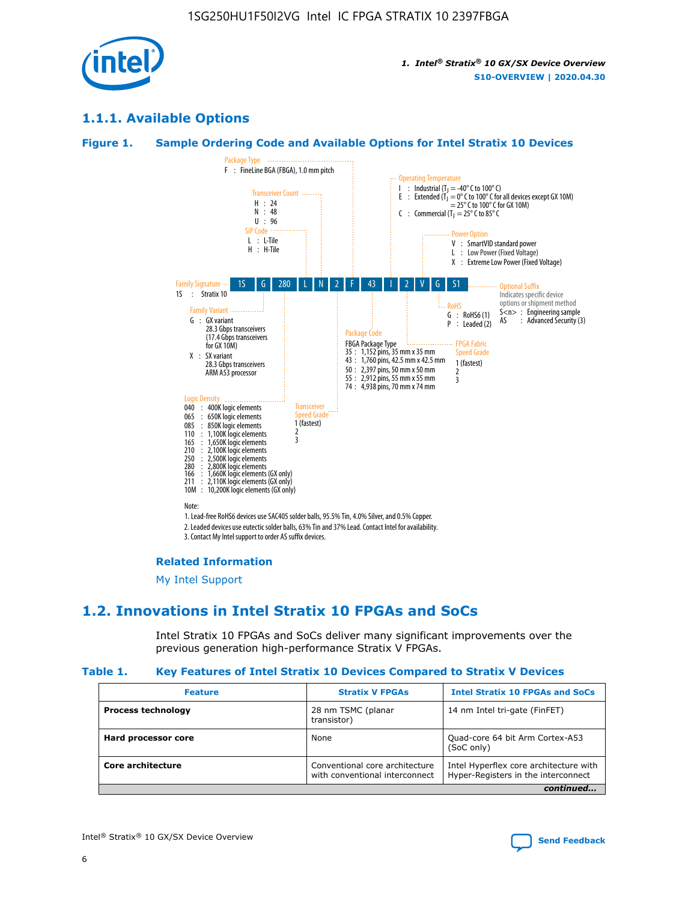## 1.1.1. Available Options

### Figure 1. Sample Ordering Code and Available Options for Intel Stratix 10 Devices

| 1S | G | 280 | L | N | 2 | F | 43 | I | 2 | V | G | S1 |
|---|---|---|---|---|---|---|---|---|---|---|---|---|

**Family Signature**
1S : Stratix 10

**Family Variant**
G : GX variant
28.3 Gbps transceivers
(17.4 Gbps transceivers for GX 10M)
X : SX variant
28.3 Gbps transceivers
ARM A53 processor

**Logic Density**
040 : 400K logic elements
065 : 650K logic elements
085 : 850K logic elements
110 : 1,100K logic elements
165 : 1,650K logic elements
210 : 2,100K logic elements
250 : 2,500K logic elements
280 : 2,800K logic elements
166 : 1,660K logic elements (GX only)
211 : 2,110K logic elements (GX only)
10M : 10,200K logic elements (GX only)

**SiP Code**
L : L-Tile
H : H-Tile

**Transceiver Count**
H : 24
N : 48
U : 96

**Transceiver Speed Grade**
1 (fastest)
2
3

**Package Type**
F : FineLine BGA (FBGA), 1.0 mm pitch

**Package Code**
FBGA Package Type
35 : 1,152 pins, 35 mm x 35 mm
43 : 1,760 pins, 42.5 mm x 42.5 mm
50 : 2,397 pins, 50 mm x 50 mm
55 : 2,912 pins, 55 mm x 55 mm
74 : 4,938 pins, 70 mm x 74 mm

**Operating Temperature**
I : Industrial ($T_J$ = -40° C to 100° C)
E : Extended ($T_J$ = 0° C to 100° C for all devices except GX 10M)
= 25° C to 100° C for GX 10M)
C : Commercial ($T_J$ = 25° C to 85° C

**FPGA Fabric Speed Grade**
1 (fastest)
2
3

**Power Option**
V : SmartVID standard power
L : Low Power (Fixed Voltage)
X : Extreme Low Power (Fixed Voltage)

**RoHS**
G : RoHS6 (1)
P : Leaded (2)

**Optional Suffix**
Indicates specific device options or shipment method
S<n> : Engineering sample
AS : Advanced Security (3)

Note:
1. Lead-free RoHS6 devices use SAC405 solder balls, 95.5% Tin, 4.0% Silver, and 0.5% Copper.
2. Leaded devices use eutectic solder balls, 63% Tin and 37% Lead. Contact Intel for availability.
3. Contact My Intel support to order AS suffix devices.

#### Related Information

My Intel Support

## 1.2. Innovations in Intel Stratix 10 FPGAs and SoCs

Intel Stratix 10 FPGAs and SoCs deliver many significant improvements over the previous generation high-performance Stratix V FPGAs.

### Table 1. Key Features of Intel Stratix 10 Devices Compared to Stratix V Devices

| Feature | Stratix V FPGAs | Intel Stratix 10 FPGAs and SoCs |
|---|---|---|
| **Process technology** | 28 nm TSMC (planar transistor) | 14 nm Intel tri-gate (FinFET) |
| **Hard processor core** | None | Quad-core 64 bit Arm Cortex-A53 (SoC only) |
| **Core architecture** | Conventional core architecture with conventional interconnect | Intel Hyperflex core architecture with Hyper-Registers in the interconnect |

*continued...*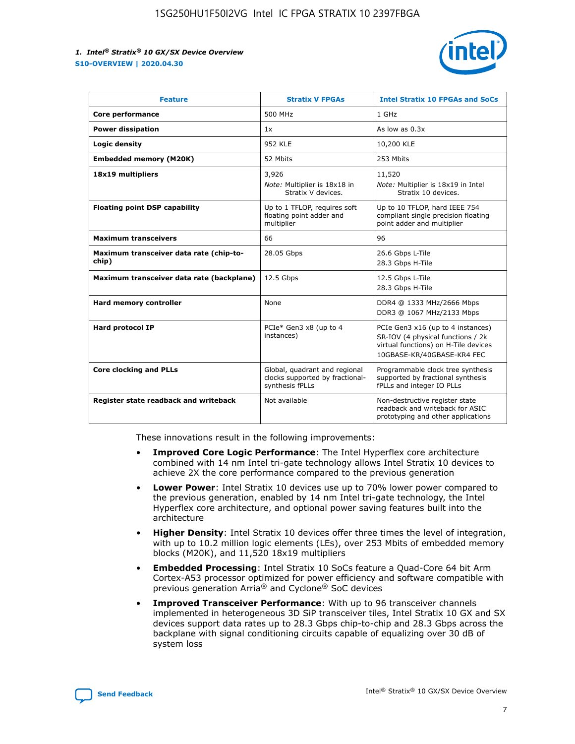| Feature | Stratix V FPGAs | Intel Stratix 10 FPGAs and SoCs |
| --- | --- | --- |
| **Core performance** | 500 MHz | 1 GHz |
| **Power dissipation** | 1x | As low as 0.3x |
| **Logic density** | 952 KLE | 10,200 KLE |
| **Embedded memory (M20K)** | 52 Mbits | 253 Mbits |
| **18x19 multipliers** | 3,926<br>*Note:* Multiplier is 18x18 in Stratix V devices. | 11,520<br>*Note:* Multiplier is 18x19 in Intel Stratix 10 devices. |
| **Floating point DSP capability** | Up to 1 TFLOP, requires soft floating point adder and multiplier | Up to 10 TFLOP, hard IEEE 754 compliant single precision floating point adder and multiplier |
| **Maximum transceivers** | 66 | 96 |
| **Maximum transceiver data rate (chip-to-chip)** | 28.05 Gbps | 26.6 Gbps L-Tile<br>28.3 Gbps H-Tile |
| **Maximum transceiver data rate (backplane)** | 12.5 Gbps | 12.5 Gbps L-Tile<br>28.3 Gbps H-Tile |
| **Hard memory controller** | None | DDR4 @ 1333 MHz/2666 Mbps<br>DDR3 @ 1067 MHz/2133 Mbps |
| **Hard protocol IP** | PCIe* Gen3 x8 (up to 4 instances) | PCIe Gen3 x16 (up to 4 instances)<br>SR-IOV (4 physical functions / 2k virtual functions) on H-Tile devices<br>10GBASE-KR/40GBASE-KR4 FEC |
| **Core clocking and PLLs** | Global, quadrant and regional clocks supported by fractional-synthesis fPLLs | Programmable clock tree synthesis supported by fractional synthesis fPLLs and integer IO PLLs |
| **Register state readback and writeback** | Not available | Non-destructive register state readback and writeback for ASIC prototyping and other applications |

These innovations result in the following improvements:

- **Improved Core Logic Performance**: The Intel Hyperflex core architecture combined with 14 nm Intel tri-gate technology allows Intel Stratix 10 devices to achieve 2X the core performance compared to the previous generation
- **Lower Power**: Intel Stratix 10 devices use up to 70% lower power compared to the previous generation, enabled by 14 nm Intel tri-gate technology, the Intel Hyperflex core architecture, and optional power saving features built into the architecture
- **Higher Density**: Intel Stratix 10 devices offer three times the level of integration, with up to 10.2 million logic elements (LEs), over 253 Mbits of embedded memory blocks (M20K), and 11,520 18x19 multipliers
- **Embedded Processing**: Intel Stratix 10 SoCs feature a Quad-Core 64 bit Arm Cortex-A53 processor optimized for power efficiency and software compatible with previous generation Arria® and Cyclone® SoC devices
- **Improved Transceiver Performance**: With up to 96 transceiver channels implemented in heterogeneous 3D SiP transceiver tiles, Intel Stratix 10 GX and SX devices support data rates up to 28.3 Gbps chip-to-chip and 28.3 Gbps across the backplane with signal conditioning circuits capable of equalizing over 30 dB of system loss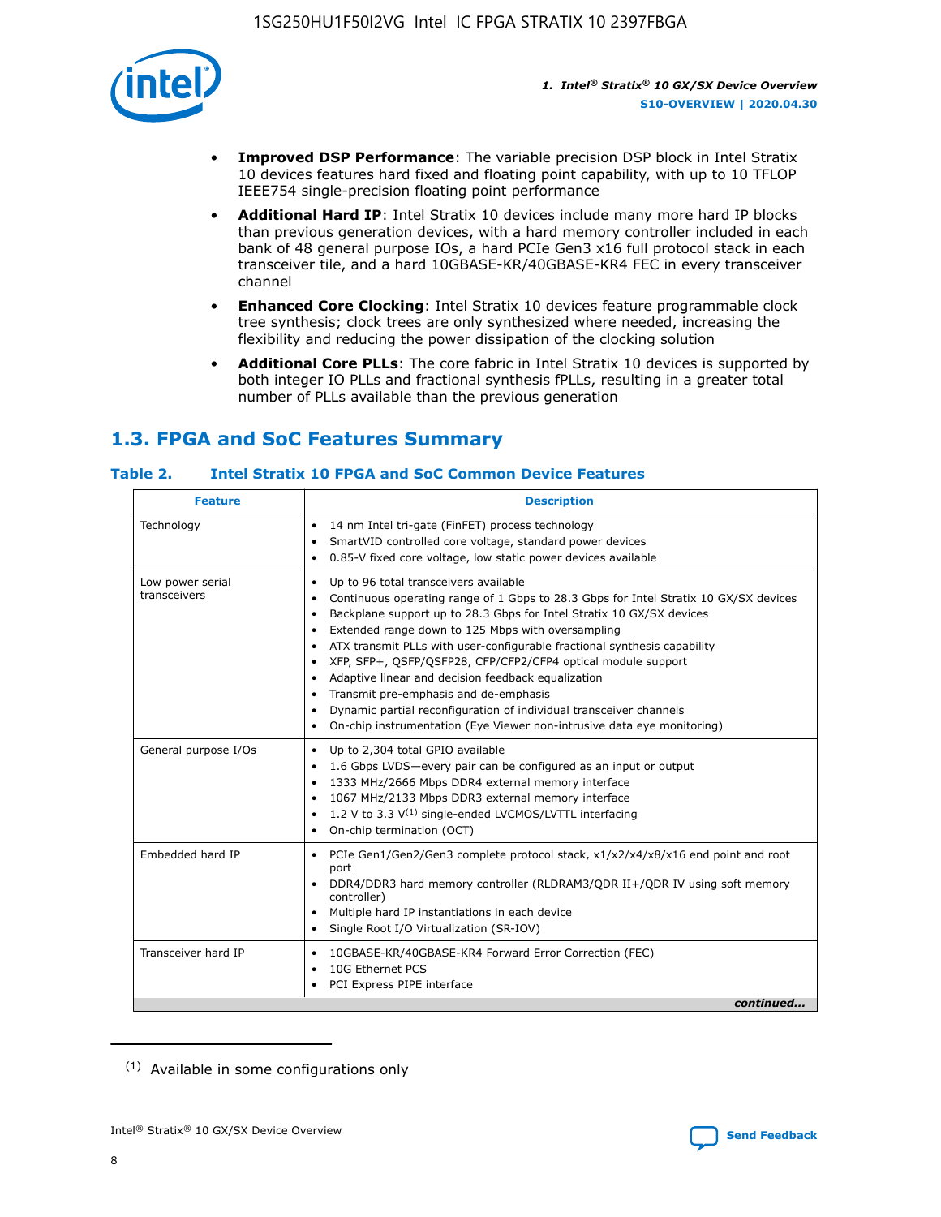- **Improved DSP Performance**: The variable precision DSP block in Intel Stratix 10 devices features hard fixed and floating point capability, with up to 10 TFLOP IEEE754 single-precision floating point performance
- **Additional Hard IP**: Intel Stratix 10 devices include many more hard IP blocks than previous generation devices, with a hard memory controller included in each bank of 48 general purpose IOs, a hard PCIe Gen3 x16 full protocol stack in each transceiver tile, and a hard 10GBASE-KR/40GBASE-KR4 FEC in every transceiver channel
- **Enhanced Core Clocking**: Intel Stratix 10 devices feature programmable clock tree synthesis; clock trees are only synthesized where needed, increasing the flexibility and reducing the power dissipation of the clocking solution
- **Additional Core PLLs**: The core fabric in Intel Stratix 10 devices is supported by both integer IO PLLs and fractional synthesis fPLLs, resulting in a greater total number of PLLs available than the previous generation

## 1.3. FPGA and SoC Features Summary

### Table 2. Intel Stratix 10 FPGA and SoC Common Device Features

| Feature | Description |
| --- | --- |
| Technology | • 14 nm Intel tri-gate (FinFET) process technology<br>• SmartVID controlled core voltage, standard power devices<br>• 0.85-V fixed core voltage, low static power devices available |
| Low power serial transceivers | • Up to 96 total transceivers available<br>• Continuous operating range of 1 Gbps to 28.3 Gbps for Intel Stratix 10 GX/SX devices<br>• Backplane support up to 28.3 Gbps for Intel Stratix 10 GX/SX devices<br>• Extended range down to 125 Mbps with oversampling<br>• ATX transmit PLLs with user-configurable fractional synthesis capability<br>• XFP, SFP+, QSFP/QSFP28, CFP/CFP2/CFP4 optical module support<br>• Adaptive linear and decision feedback equalization<br>• Transmit pre-emphasis and de-emphasis<br>• Dynamic partial reconfiguration of individual transceiver channels<br>• On-chip instrumentation (Eye Viewer non-intrusive data eye monitoring) |
| General purpose I/Os | • Up to 2,304 total GPIO available<br>• 1.6 Gbps LVDS—every pair can be configured as an input or output<br>• 1333 MHz/2666 Mbps DDR4 external memory interface<br>• 1067 MHz/2133 Mbps DDR3 external memory interface<br>• 1.2 V to 3.3 V[1] single-ended LVCMOS/LVTTL interfacing<br>• On-chip termination (OCT) |
| Embedded hard IP | • PCIe Gen1/Gen2/Gen3 complete protocol stack, x1/x2/x4/x8/x16 end point and root port<br>• DDR4/DDR3 hard memory controller (RLDRAM3/QDR II+/QDR IV using soft memory controller)<br>• Multiple hard IP instantiations in each device<br>• Single Root I/O Virtualization (SR-IOV) |
| Transceiver hard IP | • 10GBASE-KR/40GBASE-KR4 Forward Error Correction (FEC)<br>• 10G Ethernet PCS<br>• PCI Express PIPE interface |

*continued...*

(1) Available in some configurations only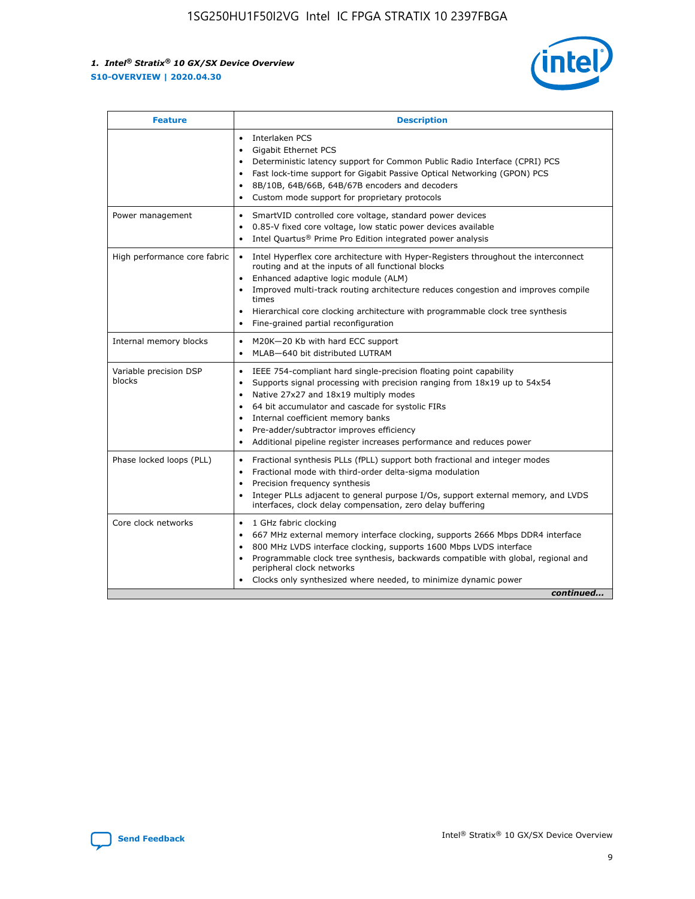| Feature | Description |
| --- | --- |
|  | • Interlaken PCS<br>• Gigabit Ethernet PCS<br>• Deterministic latency support for Common Public Radio Interface (CPRI) PCS<br>• Fast lock-time support for Gigabit Passive Optical Networking (GPON) PCS<br>• 8B/10B, 64B/66B, 64B/67B encoders and decoders<br>• Custom mode support for proprietary protocols |
| Power management | • SmartVID controlled core voltage, standard power devices<br>• 0.85-V fixed core voltage, low static power devices available<br>• Intel Quartus® Prime Pro Edition integrated power analysis |
| High performance core fabric | • Intel Hyperflex core architecture with Hyper-Registers throughout the interconnect routing and at the inputs of all functional blocks<br>• Enhanced adaptive logic module (ALM)<br>• Improved multi-track routing architecture reduces congestion and improves compile times<br>• Hierarchical core clocking architecture with programmable clock tree synthesis<br>• Fine-grained partial reconfiguration |
| Internal memory blocks | • M20K—20 Kb with hard ECC support<br>• MLAB—640 bit distributed LUTRAM |
| Variable precision DSP blocks | • IEEE 754-compliant hard single-precision floating point capability<br>• Supports signal processing with precision ranging from 18x19 up to 54x54<br>• Native 27x27 and 18x19 multiply modes<br>• 64 bit accumulator and cascade for systolic FIRs<br>• Internal coefficient memory banks<br>• Pre-adder/subtractor improves efficiency<br>• Additional pipeline register increases performance and reduces power |
| Phase locked loops (PLL) | • Fractional synthesis PLLs (fPLL) support both fractional and integer modes<br>• Fractional mode with third-order delta-sigma modulation<br>• Precision frequency synthesis<br>• Integer PLLs adjacent to general purpose I/Os, support external memory, and LVDS interfaces, clock delay compensation, zero delay buffering |
| Core clock networks | • 1 GHz fabric clocking<br>• 667 MHz external memory interface clocking, supports 2666 Mbps DDR4 interface<br>• 800 MHz LVDS interface clocking, supports 1600 Mbps LVDS interface<br>• Programmable clock tree synthesis, backwards compatible with global, regional and peripheral clock networks<br>• Clocks only synthesized where needed, to minimize dynamic power |

*continued...*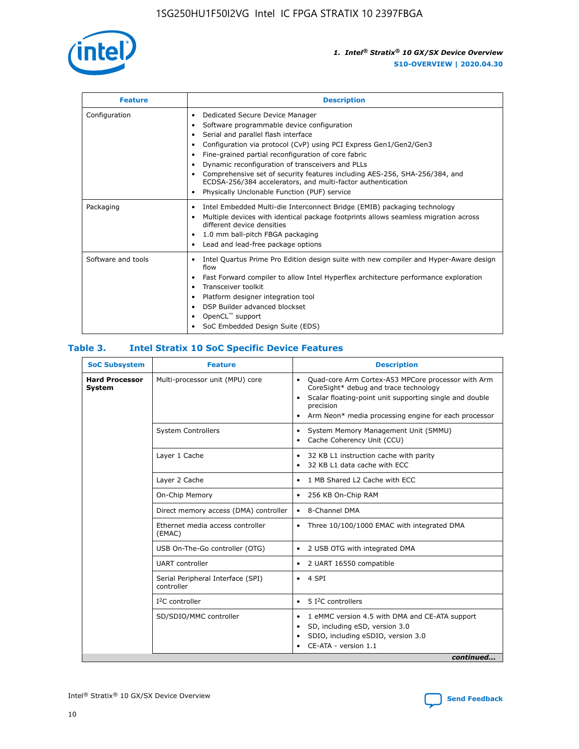| Feature | Description |
| --- | --- |
| Configuration | • Dedicated Secure Device Manager<br>• Software programmable device configuration<br>• Serial and parallel flash interface<br>• Configuration via protocol (CvP) using PCI Express Gen1/Gen2/Gen3<br>• Fine-grained partial reconfiguration of core fabric<br>• Dynamic reconfiguration of transceivers and PLLs<br>• Comprehensive set of security features including AES-256, SHA-256/384, and ECDSA-256/384 accelerators, and multi-factor authentication<br>• Physically Unclonable Function (PUF) service |
| Packaging | • Intel Embedded Multi-die Interconnect Bridge (EMIB) packaging technology<br>• Multiple devices with identical package footprints allows seamless migration across different device densities<br>• 1.0 mm ball-pitch FBGA packaging<br>• Lead and lead-free package options |
| Software and tools | • Intel Quartus Prime Pro Edition design suite with new compiler and Hyper-Aware design flow<br>• Fast Forward compiler to allow Intel Hyperflex architecture performance exploration<br>• Transceiver toolkit<br>• Platform designer integration tool<br>• DSP Builder advanced blockset<br>• OpenCL™ support<br>• SoC Embedded Design Suite (EDS) |

## Table 3. Intel Stratix 10 SoC Specific Device Features

| SoC Subsystem | Feature | Description |
| --- | --- | --- |
| **Hard Processor System** | Multi-processor unit (MPU) core | • Quad-core Arm Cortex-A53 MPCore processor with Arm CoreSight* debug and trace technology<br>• Scalar floating-point unit supporting single and double precision<br>• Arm Neon* media processing engine for each processor |
| | System Controllers | • System Memory Management Unit (SMMU)<br>• Cache Coherency Unit (CCU) |
| | Layer 1 Cache | • 32 KB L1 instruction cache with parity<br>• 32 KB L1 data cache with ECC |
| | Layer 2 Cache | • 1 MB Shared L2 Cache with ECC |
| | On-Chip Memory | • 256 KB On-Chip RAM |
| | Direct memory access (DMA) controller | • 8-Channel DMA |
| | Ethernet media access controller (EMAC) | • Three 10/100/1000 EMAC with integrated DMA |
| | USB On-The-Go controller (OTG) | • 2 USB OTG with integrated DMA |
| | UART controller | • 2 UART 16550 compatible |
| | Serial Peripheral Interface (SPI) controller | • 4 SPI |
| | I²C controller | • 5 I²C controllers |
| | SD/SDIO/MMC controller | • 1 eMMC version 4.5 with DMA and CE-ATA support<br>• SD, including eSD, version 3.0<br>• SDIO, including eSDIO, version 3.0<br>• CE-ATA - version 1.1 |

*continued...*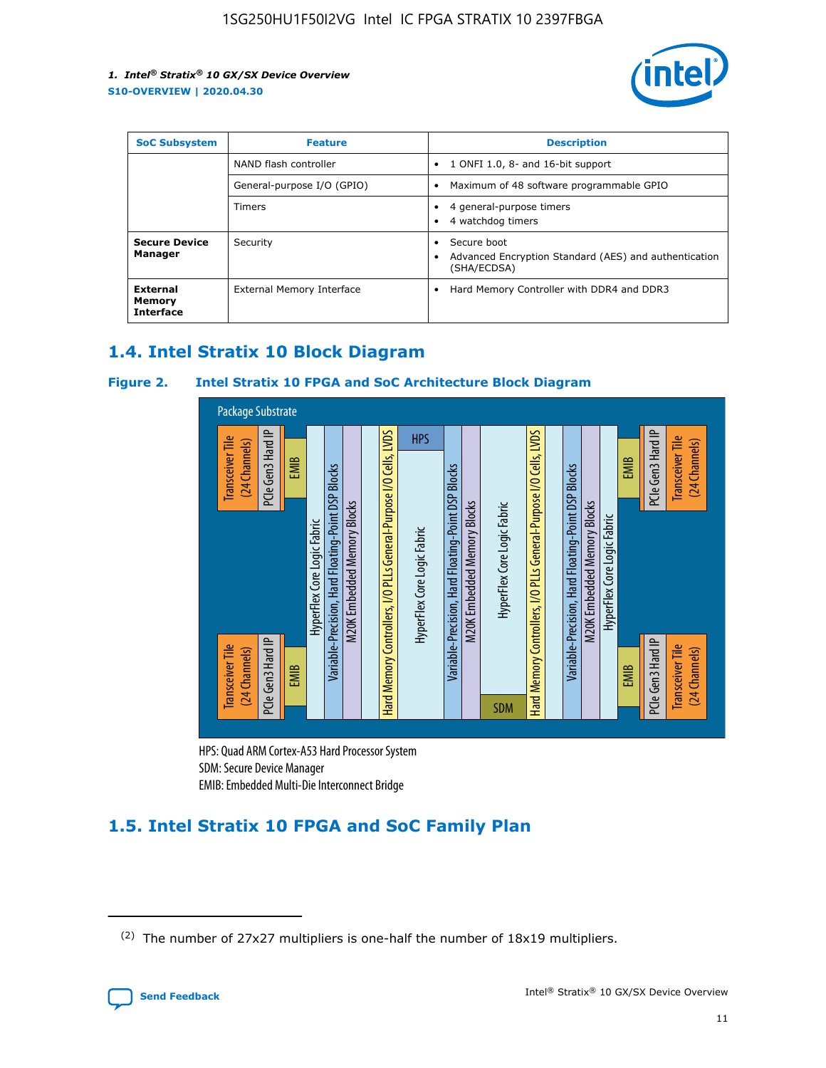| SoC Subsystem | Feature | Description |
|---|---|---|
| | NAND flash controller | • 1 ONFI 1.0, 8- and 16-bit support |
| | General-purpose I/O (GPIO) | • Maximum of 48 software programmable GPIO |
| | Timers | • 4 general-purpose timers<br>• 4 watchdog timers |
| **Secure Device Manager** | Security | • Secure boot<br>• Advanced Encryption Standard (AES) and authentication (SHA/ECDSA) |
| **External Memory Interface** | External Memory Interface | • Hard Memory Controller with DDR4 and DDR3 |

## 1.4. Intel Stratix 10 Block Diagram

### Figure 2. Intel Stratix 10 FPGA and SoC Architecture Block Diagram

Package Substrate

Transceiver Tile (24 Channels) | PCIe Gen3 Hard IP | EMIB | HyperFlex Core Logic Fabric | Variable-Precision, Hard Floating-Point DSP Blocks | M20K Embedded Memory Blocks | Hard Memory Controllers, I/O PLLs General-Purpose I/O Cells, LVDS | HPS | HyperFlex Core Logic Fabric | SDM

HPS: Quad ARM Cortex-A53 Hard Processor System
SDM: Secure Device Manager
EMIB: Embedded Multi-Die Interconnect Bridge

## 1.5. Intel Stratix 10 FPGA and SoC Family Plan

(2) The number of 27x27 multipliers is one-half the number of 18x19 multipliers.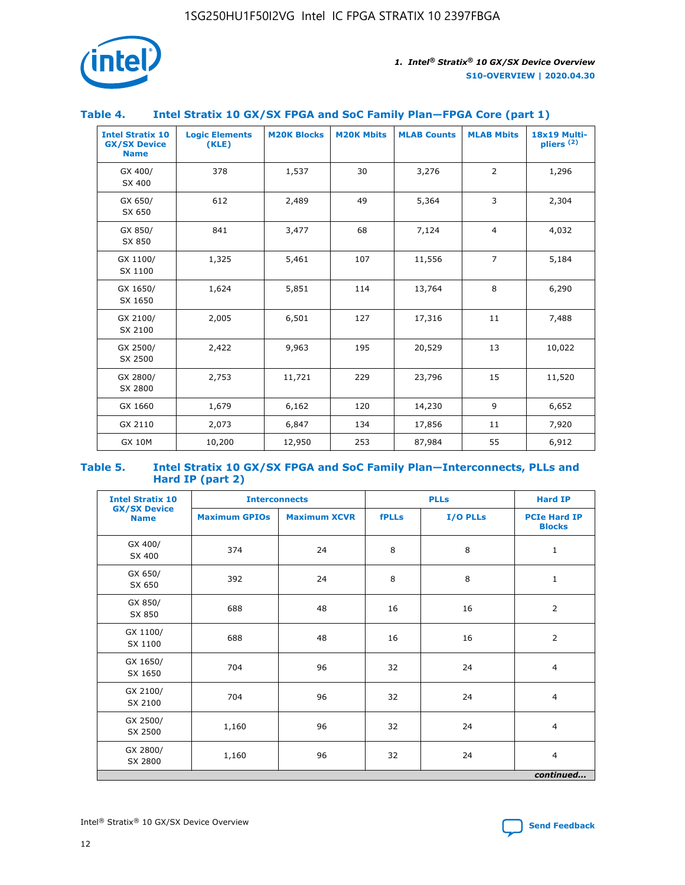### Table 4. Intel Stratix 10 GX/SX FPGA and SoC Family Plan—FPGA Core (part 1)

| Intel Stratix 10 GX/SX Device Name | Logic Elements (KLE) | M20K Blocks | M20K Mbits | MLAB Counts | MLAB Mbits | 18x19 Multi-pliers [(2)] |
|---|---|---|---|---|---|---|
| GX 400/ SX 400 | 378 | 1,537 | 30 | 3,276 | 2 | 1,296 |
| GX 650/ SX 650 | 612 | 2,489 | 49 | 5,364 | 3 | 2,304 |
| GX 850/ SX 850 | 841 | 3,477 | 68 | 7,124 | 4 | 4,032 |
| GX 1100/ SX 1100 | 1,325 | 5,461 | 107 | 11,556 | 7 | 5,184 |
| GX 1650/ SX 1650 | 1,624 | 5,851 | 114 | 13,764 | 8 | 6,290 |
| GX 2100/ SX 2100 | 2,005 | 6,501 | 127 | 17,316 | 11 | 7,488 |
| GX 2500/ SX 2500 | 2,422 | 9,963 | 195 | 20,529 | 13 | 10,022 |
| GX 2800/ SX 2800 | 2,753 | 11,721 | 229 | 23,796 | 15 | 11,520 |
| GX 1660 | 1,679 | 6,162 | 120 | 14,230 | 9 | 6,652 |
| GX 2110 | 2,073 | 6,847 | 134 | 17,856 | 11 | 7,920 |
| GX 10M | 10,200 | 12,950 | 253 | 87,984 | 55 | 6,912 |

### Table 5. Intel Stratix 10 GX/SX FPGA and SoC Family Plan—Interconnects, PLLs and Hard IP (part 2)

| Intel Stratix 10 GX/SX Device Name | Interconnects | | PLLs | | Hard IP |
|---|---|---|---|---|---|
| | Maximum GPIOs | Maximum XCVR | fPLLs | I/O PLLs | PCIe Hard IP Blocks |
| GX 400/ SX 400 | 374 | 24 | 8 | 8 | 1 |
| GX 650/ SX 650 | 392 | 24 | 8 | 8 | 1 |
| GX 850/ SX 850 | 688 | 48 | 16 | 16 | 2 |
| GX 1100/ SX 1100 | 688 | 48 | 16 | 16 | 2 |
| GX 1650/ SX 1650 | 704 | 96 | 32 | 24 | 4 |
| GX 2100/ SX 2100 | 704 | 96 | 32 | 24 | 4 |
| GX 2500/ SX 2500 | 1,160 | 96 | 32 | 24 | 4 |
| GX 2800/ SX 2800 | 1,160 | 96 | 32 | 24 | 4 |

*continued...*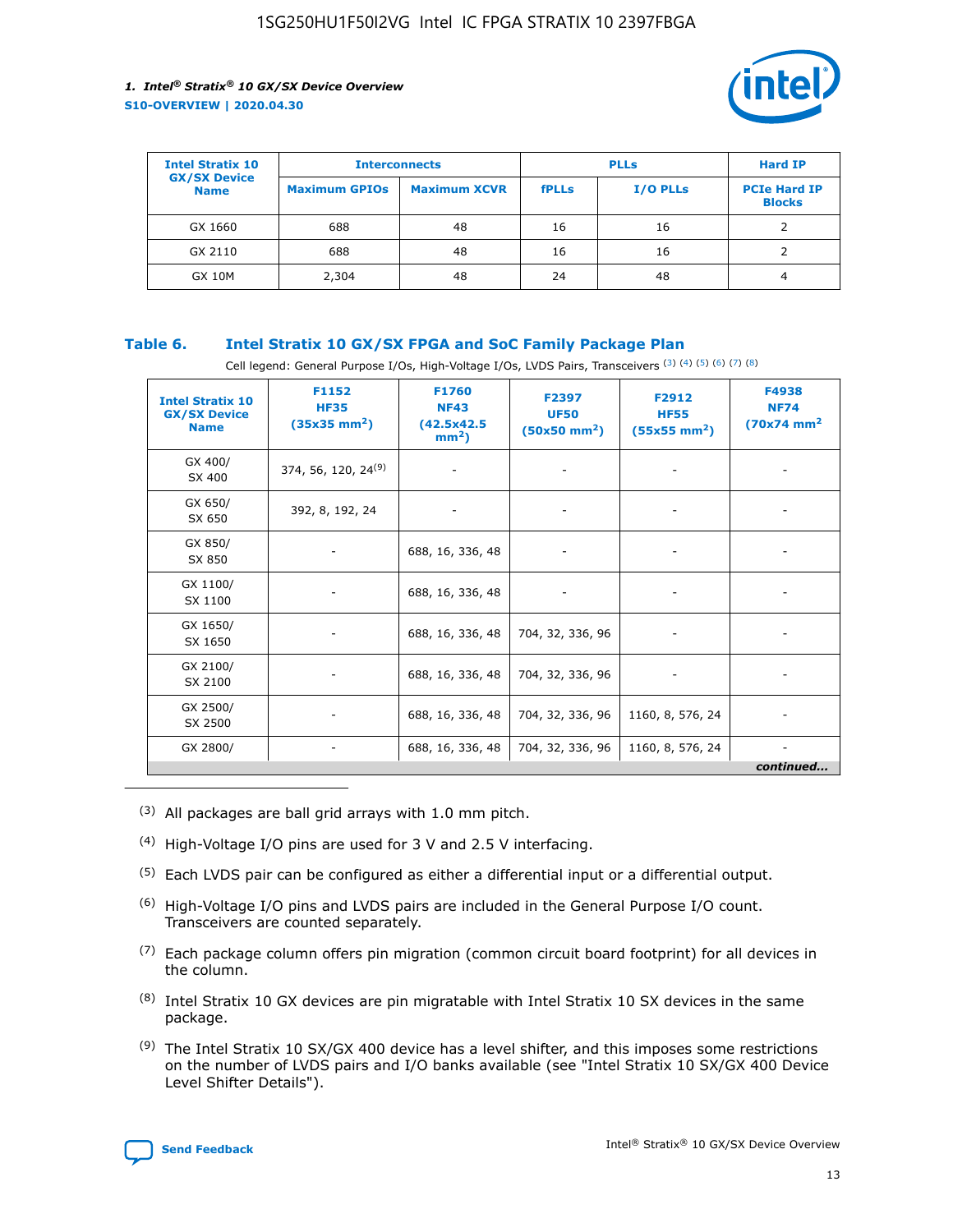| Intel Stratix 10 GX/SX Device Name | Interconnects | | PLLs | | Hard IP |
|---|---|---|---|---|---|
| | Maximum GPIOs | Maximum XCVR | fPLLs | I/O PLLs | PCIe Hard IP Blocks |
| GX 1660 | 688 | 48 | 16 | 16 | 2 |
| GX 2110 | 688 | 48 | 16 | 16 | 2 |
| GX 10M | 2,304 | 48 | 24 | 48 | 4 |

### Table 6. Intel Stratix 10 GX/SX FPGA and SoC Family Package Plan

Cell legend: General Purpose I/Os, High-Voltage I/Os, LVDS Pairs, Transceivers (3) (4) (5) (6) (7) (8)

| Intel Stratix 10 GX/SX Device Name | F1152 HF35 (35x35 mm$^2$) | F1760 NF43 (42.5x42.5 mm$^2$) | F2397 UF50 (50x50 mm$^2$) | F2912 HF55 (55x55 mm$^2$) | F4938 NF74 (70x74 mm$^2$ |
|---|---|---|---|---|---|
| GX 400/ SX 400 | 374, 56, 120, 24(9) | - | - | - | - |
| GX 650/ SX 650 | 392, 8, 192, 24 | - | - | - | - |
| GX 850/ SX 850 | - | 688, 16, 336, 48 | - | - | - |
| GX 1100/ SX 1100 | - | 688, 16, 336, 48 | - | - | - |
| GX 1650/ SX 1650 | - | 688, 16, 336, 48 | 704, 32, 336, 96 | - | - |
| GX 2100/ SX 2100 | - | 688, 16, 336, 48 | 704, 32, 336, 96 | - | - |
| GX 2500/ SX 2500 | - | 688, 16, 336, 48 | 704, 32, 336, 96 | 1160, 8, 576, 24 | - |
| GX 2800/ | - | 688, 16, 336, 48 | 704, 32, 336, 96 | 1160, 8, 576, 24 | - |

*continued...*

(3) All packages are ball grid arrays with 1.0 mm pitch.

(4) High-Voltage I/O pins are used for 3 V and 2.5 V interfacing.

(5) Each LVDS pair can be configured as either a differential input or a differential output.

(6) High-Voltage I/O pins and LVDS pairs are included in the General Purpose I/O count. Transceivers are counted separately.

(7) Each package column offers pin migration (common circuit board footprint) for all devices in the column.

(8) Intel Stratix 10 GX devices are pin migratable with Intel Stratix 10 SX devices in the same package.

(9) The Intel Stratix 10 SX/GX 400 device has a level shifter, and this imposes some restrictions on the number of LVDS pairs and I/O banks available (see "Intel Stratix 10 SX/GX 400 Device Level Shifter Details").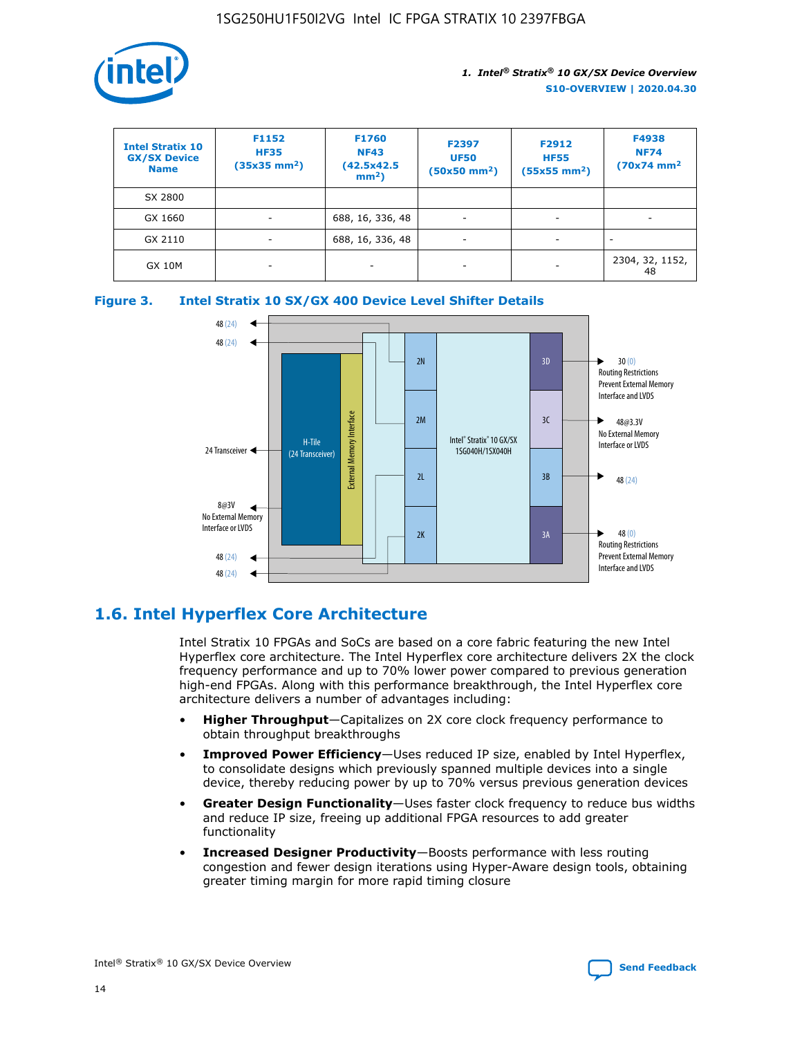| Intel Stratix 10 GX/SX Device Name | F1152 HF35 (35x35 mm²) | F1760 NF43 (42.5x42.5 mm²) | F2397 UF50 (50x50 mm²) | F2912 HF55 (55x55 mm²) | F4938 NF74 (70x74 mm² |
|---|---|---|---|---|---|
| SX 2800 | | | | | |
| GX 1660 | - | 688, 16, 336, 48 | - | - | - |
| GX 2110 | - | 688, 16, 336, 48 | - | - | - |
| GX 10M | - | - | - | - | 2304, 32, 1152, 48 |

**Figure 3. Intel Stratix 10 SX/GX 400 Device Level Shifter Details**

## 1.6. Intel Hyperflex Core Architecture

Intel Stratix 10 FPGAs and SoCs are based on a core fabric featuring the new Intel Hyperflex core architecture. The Intel Hyperflex core architecture delivers 2X the clock frequency performance and up to 70% lower power compared to previous generation high-end FPGAs. Along with this performance breakthrough, the Intel Hyperflex core architecture delivers a number of advantages including:

- **Higher Throughput**—Capitalizes on 2X core clock frequency performance to obtain throughput breakthroughs
- **Improved Power Efficiency**—Uses reduced IP size, enabled by Intel Hyperflex, to consolidate designs which previously spanned multiple devices into a single device, thereby reducing power by up to 70% versus previous generation devices
- **Greater Design Functionality**—Uses faster clock frequency to reduce bus widths and reduce IP size, freeing up additional FPGA resources to add greater functionality
- **Increased Designer Productivity**—Boosts performance with less routing congestion and fewer design iterations using Hyper-Aware design tools, obtaining greater timing margin for more rapid timing closure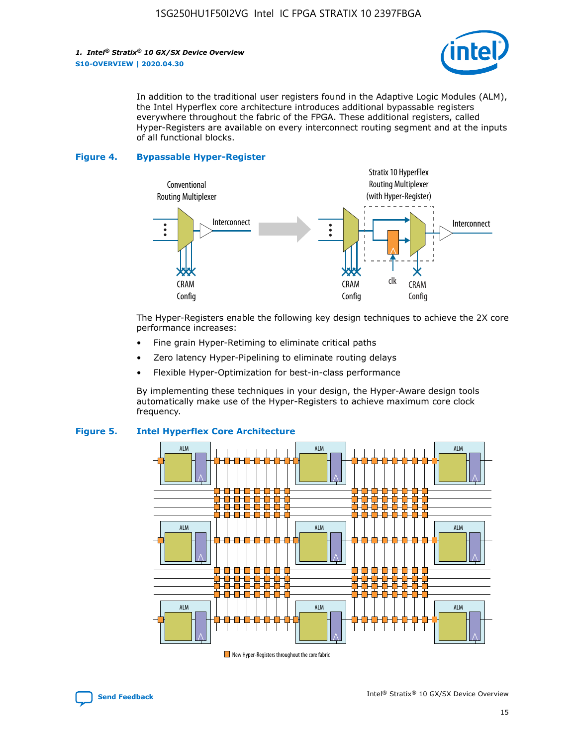In addition to the traditional user registers found in the Adaptive Logic Modules (ALM), the Intel Hyperflex core architecture introduces additional bypassable registers everywhere throughout the fabric of the FPGA. These additional registers, called Hyper-Registers are available on every interconnect routing segment and at the inputs of all functional blocks.

**Figure 4. Bypassable Hyper-Register**

The Hyper-Registers enable the following key design techniques to achieve the 2X core performance increases:

- Fine grain Hyper-Retiming to eliminate critical paths
- Zero latency Hyper-Pipelining to eliminate routing delays
- Flexible Hyper-Optimization for best-in-class performance

By implementing these techniques in your design, the Hyper-Aware design tools automatically make use of the Hyper-Registers to achieve maximum core clock frequency.

**Figure 5. Intel Hyperflex Core Architecture**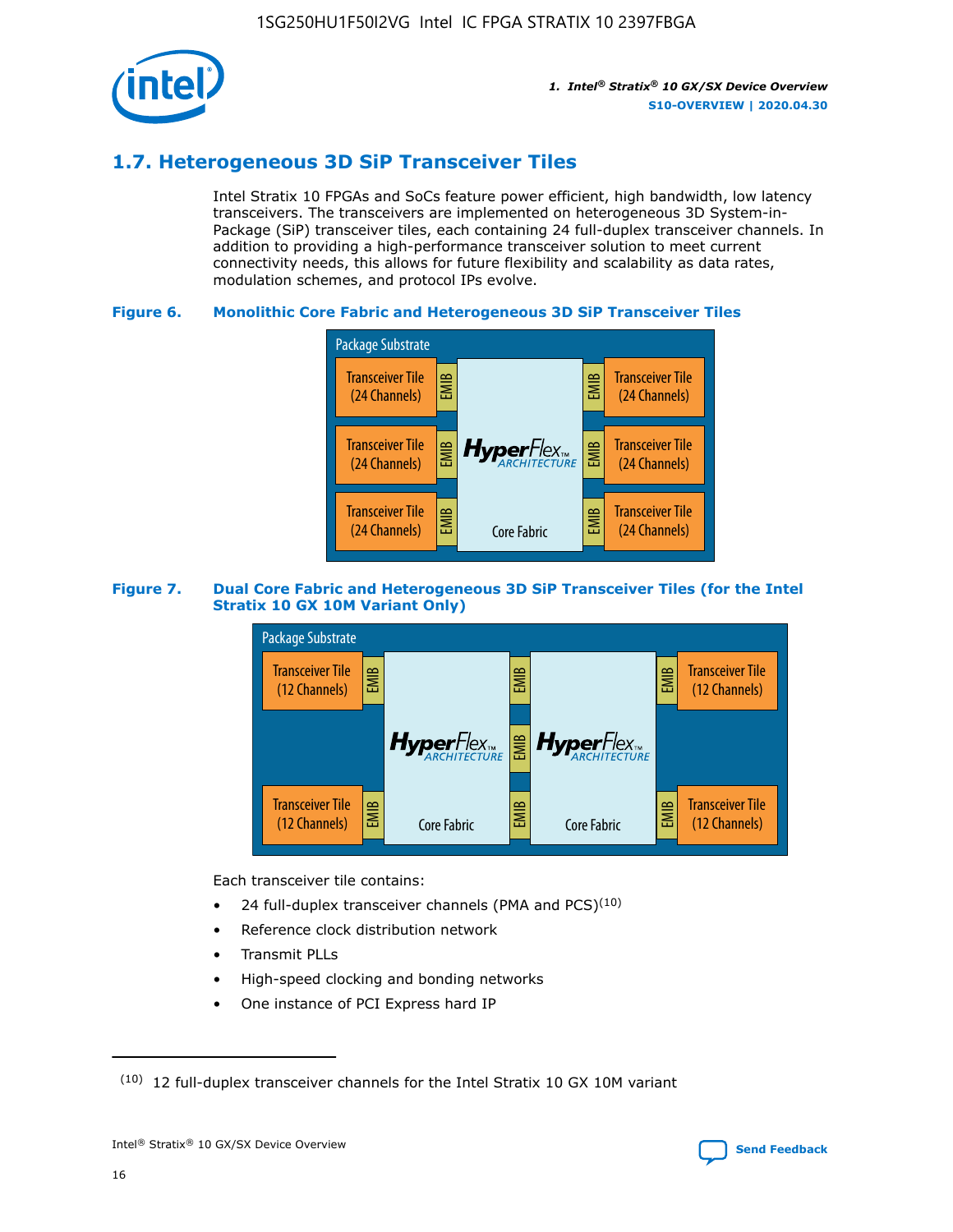## 1.7. Heterogeneous 3D SiP Transceiver Tiles

Intel Stratix 10 FPGAs and SoCs feature power efficient, high bandwidth, low latency transceivers. The transceivers are implemented on heterogeneous 3D System-in-Package (SiP) transceiver tiles, each containing 24 full-duplex transceiver channels. In addition to providing a high-performance transceiver solution to meet current connectivity needs, this allows for future flexibility and scalability as data rates, modulation schemes, and protocol IPs evolve.

**Figure 6. Monolithic Core Fabric and Heterogeneous 3D SiP Transceiver Tiles**

Package Substrate

Transceiver Tile (24 Channels) | EMIB | HyperFlex ARCHITECTURE Core Fabric | EMIB | Transceiver Tile (24 Channels)

Transceiver Tile (24 Channels) | EMIB | | EMIB | Transceiver Tile (24 Channels)

Transceiver Tile (24 Channels) | EMIB | | EMIB | Transceiver Tile (24 Channels)

**Figure 7. Dual Core Fabric and Heterogeneous 3D SiP Transceiver Tiles (for the Intel Stratix 10 GX 10M Variant Only)**

Package Substrate

Transceiver Tile (12 Channels) | EMIB | HyperFlex ARCHITECTURE Core Fabric | EMIB | HyperFlex ARCHITECTURE Core Fabric | EMIB | Transceiver Tile (12 Channels)

Transceiver Tile (12 Channels) | EMIB | | EMIB | | EMIB | Transceiver Tile (12 Channels)

Each transceiver tile contains:

- 24 full-duplex transceiver channels (PMA and PCS)[10]
- Reference clock distribution network
- Transmit PLLs
- High-speed clocking and bonding networks
- One instance of PCI Express hard IP

[10] 12 full-duplex transceiver channels for the Intel Stratix 10 GX 10M variant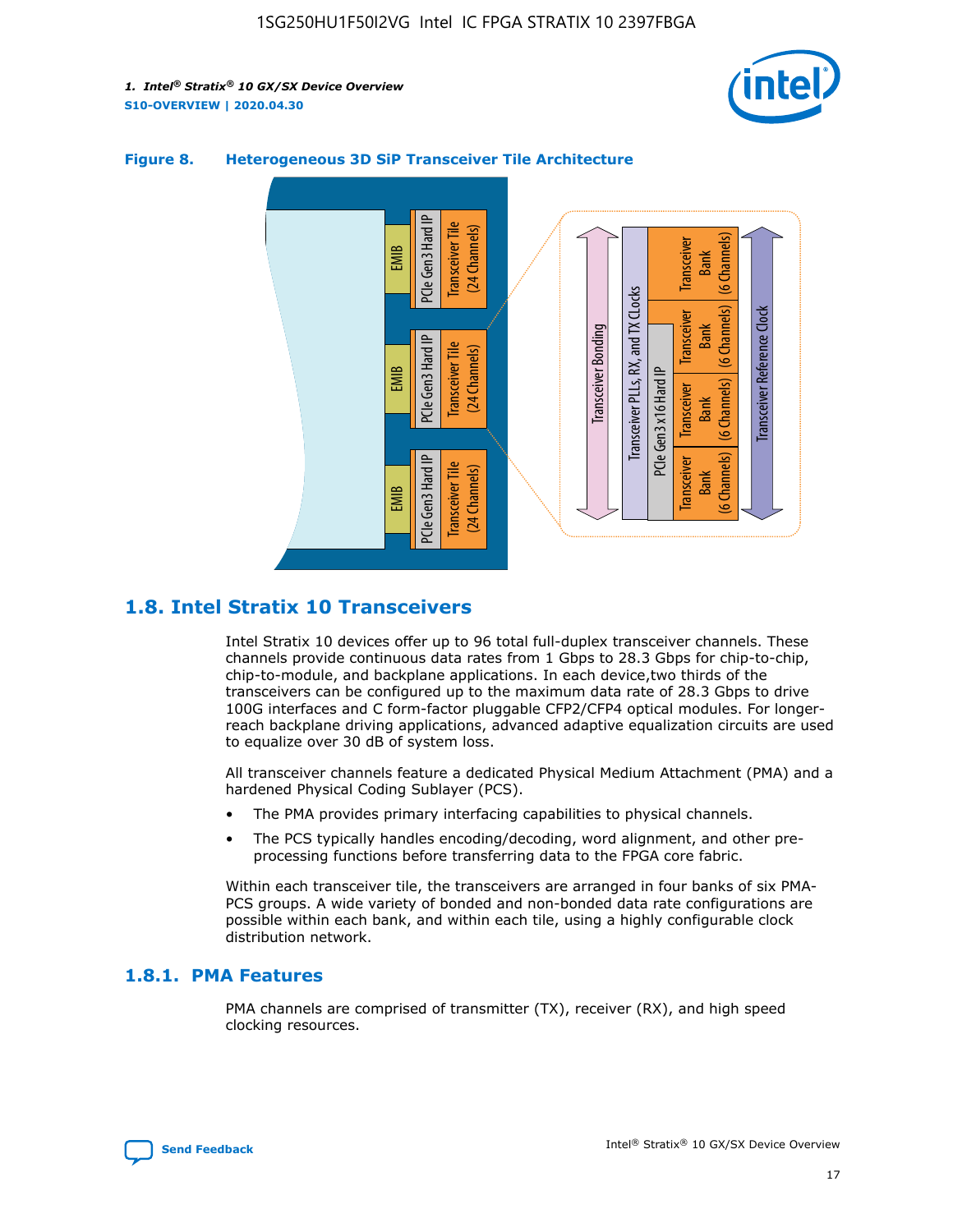**Figure 8. Heterogeneous 3D SiP Transceiver Tile Architecture**

## 1.8. Intel Stratix 10 Transceivers

Intel Stratix 10 devices offer up to 96 total full-duplex transceiver channels. These channels provide continuous data rates from 1 Gbps to 28.3 Gbps for chip-to-chip, chip-to-module, and backplane applications. In each device,two thirds of the transceivers can be configured up to the maximum data rate of 28.3 Gbps to drive 100G interfaces and C form-factor pluggable CFP2/CFP4 optical modules. For longer-reach backplane driving applications, advanced adaptive equalization circuits are used to equalize over 30 dB of system loss.

All transceiver channels feature a dedicated Physical Medium Attachment (PMA) and a hardened Physical Coding Sublayer (PCS).

- The PMA provides primary interfacing capabilities to physical channels.
- The PCS typically handles encoding/decoding, word alignment, and other pre-processing functions before transferring data to the FPGA core fabric.

Within each transceiver tile, the transceivers are arranged in four banks of six PMA-PCS groups. A wide variety of bonded and non-bonded data rate configurations are possible within each bank, and within each tile, using a highly configurable clock distribution network.

### 1.8.1. PMA Features

PMA channels are comprised of transmitter (TX), receiver (RX), and high speed clocking resources.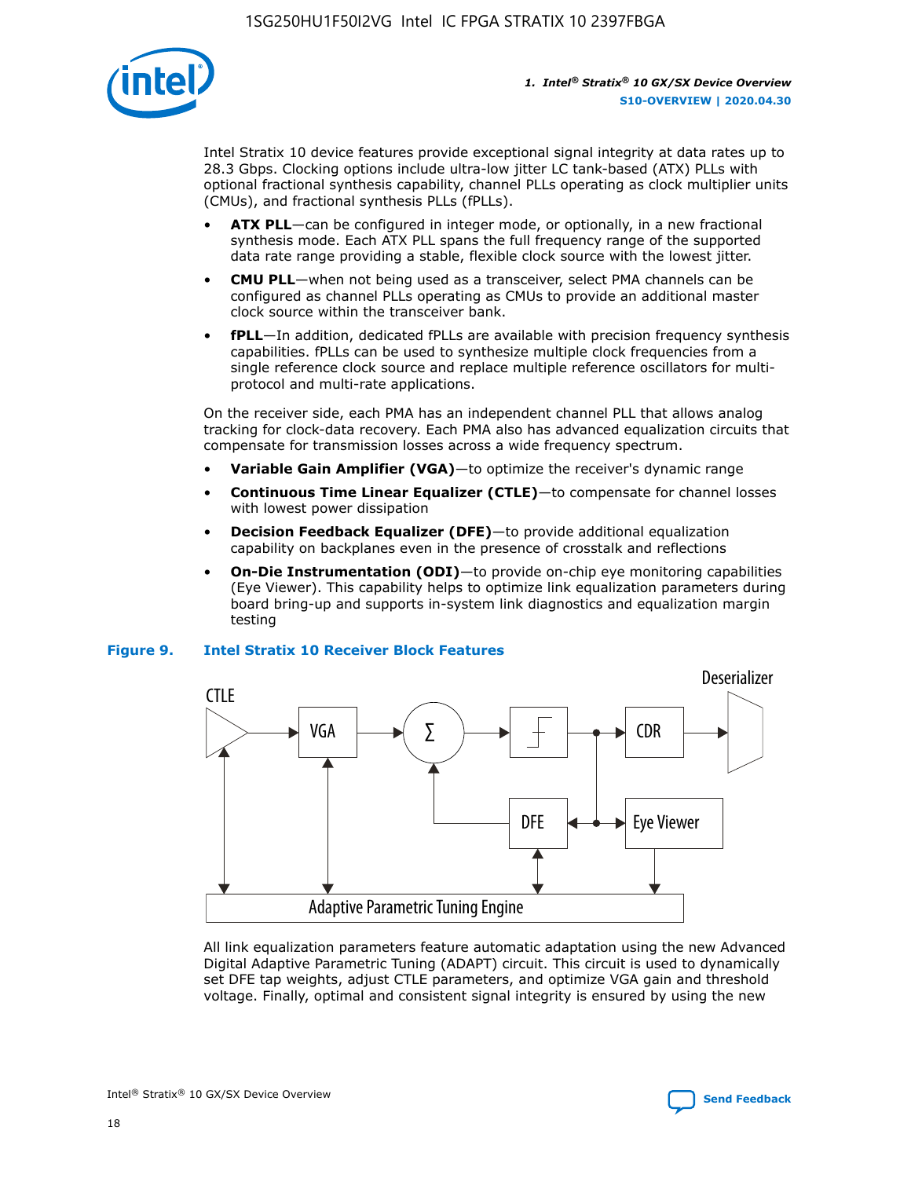Intel Stratix 10 device features provide exceptional signal integrity at data rates up to 28.3 Gbps. Clocking options include ultra-low jitter LC tank-based (ATX) PLLs with optional fractional synthesis capability, channel PLLs operating as clock multiplier units (CMUs), and fractional synthesis PLLs (fPLLs).

- **ATX PLL**—can be configured in integer mode, or optionally, in a new fractional synthesis mode. Each ATX PLL spans the full frequency range of the supported data rate range providing a stable, flexible clock source with the lowest jitter.
- **CMU PLL**—when not being used as a transceiver, select PMA channels can be configured as channel PLLs operating as CMUs to provide an additional master clock source within the transceiver bank.
- **fPLL**—In addition, dedicated fPLLs are available with precision frequency synthesis capabilities. fPLLs can be used to synthesize multiple clock frequencies from a single reference clock source and replace multiple reference oscillators for multi-protocol and multi-rate applications.

On the receiver side, each PMA has an independent channel PLL that allows analog tracking for clock-data recovery. Each PMA also has advanced equalization circuits that compensate for transmission losses across a wide frequency spectrum.

- **Variable Gain Amplifier (VGA)**—to optimize the receiver's dynamic range
- **Continuous Time Linear Equalizer (CTLE)**—to compensate for channel losses with lowest power dissipation
- **Decision Feedback Equalizer (DFE)**—to provide additional equalization capability on backplanes even in the presence of crosstalk and reflections
- **On-Die Instrumentation (ODI)**—to provide on-chip eye monitoring capabilities (Eye Viewer). This capability helps to optimize link equalization parameters during board bring-up and supports in-system link diagnostics and equalization margin testing

**Figure 9. Intel Stratix 10 Receiver Block Features**

CTLE, VGA, Σ, CDR, Deserializer, DFE, Eye Viewer, Adaptive Parametric Tuning Engine

All link equalization parameters feature automatic adaptation using the new Advanced Digital Adaptive Parametric Tuning (ADAPT) circuit. This circuit is used to dynamically set DFE tap weights, adjust CTLE parameters, and optimize VGA gain and threshold voltage. Finally, optimal and consistent signal integrity is ensured by using the new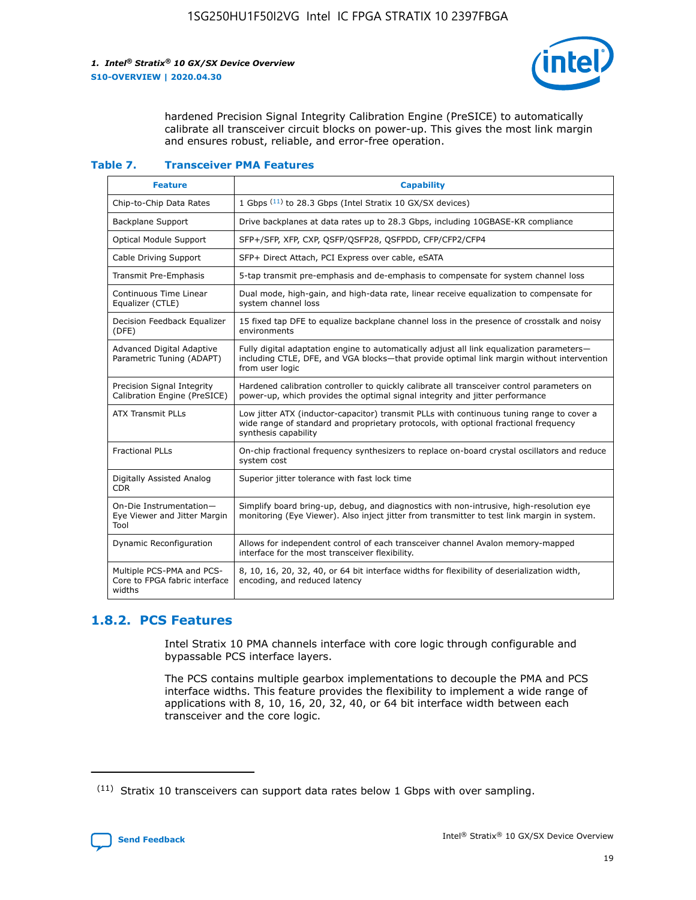hardened Precision Signal Integrity Calibration Engine (PreSICE) to automatically calibrate all transceiver circuit blocks on power-up. This gives the most link margin and ensures robust, reliable, and error-free operation.

**Table 7. Transceiver PMA Features**

| Feature | Capability |
| --- | --- |
| Chip-to-Chip Data Rates | 1 Gbps [11] to 28.3 Gbps (Intel Stratix 10 GX/SX devices) |
| Backplane Support | Drive backplanes at data rates up to 28.3 Gbps, including 10GBASE-KR compliance |
| Optical Module Support | SFP+/SFP, XFP, CXP, QSFP/QSFP28, QSFPDD, CFP/CFP2/CFP4 |
| Cable Driving Support | SFP+ Direct Attach, PCI Express over cable, eSATA |
| Transmit Pre-Emphasis | 5-tap transmit pre-emphasis and de-emphasis to compensate for system channel loss |
| Continuous Time Linear Equalizer (CTLE) | Dual mode, high-gain, and high-data rate, linear receive equalization to compensate for system channel loss |
| Decision Feedback Equalizer (DFE) | 15 fixed tap DFE to equalize backplane channel loss in the presence of crosstalk and noisy environments |
| Advanced Digital Adaptive Parametric Tuning (ADAPT) | Fully digital adaptation engine to automatically adjust all link equalization parameters—including CTLE, DFE, and VGA blocks—that provide optimal link margin without intervention from user logic |
| Precision Signal Integrity Calibration Engine (PreSICE) | Hardened calibration controller to quickly calibrate all transceiver control parameters on power-up, which provides the optimal signal integrity and jitter performance |
| ATX Transmit PLLs | Low jitter ATX (inductor-capacitor) transmit PLLs with continuous tuning range to cover a wide range of standard and proprietary protocols, with optional fractional frequency synthesis capability |
| Fractional PLLs | On-chip fractional frequency synthesizers to replace on-board crystal oscillators and reduce system cost |
| Digitally Assisted Analog CDR | Superior jitter tolerance with fast lock time |
| On-Die Instrumentation—Eye Viewer and Jitter Margin Tool | Simplify board bring-up, debug, and diagnostics with non-intrusive, high-resolution eye monitoring (Eye Viewer). Also inject jitter from transmitter to test link margin in system. |
| Dynamic Reconfiguration | Allows for independent control of each transceiver channel Avalon memory-mapped interface for the most transceiver flexibility. |
| Multiple PCS-PMA and PCS-Core to FPGA fabric interface widths | 8, 10, 16, 20, 32, 40, or 64 bit interface widths for flexibility of deserialization width, encoding, and reduced latency |

## 1.8.2. PCS Features

Intel Stratix 10 PMA channels interface with core logic through configurable and bypassable PCS interface layers.

The PCS contains multiple gearbox implementations to decouple the PMA and PCS interface widths. This feature provides the flexibility to implement a wide range of applications with 8, 10, 16, 20, 32, 40, or 64 bit interface width between each transceiver and the core logic.

[11] Stratix 10 transceivers can support data rates below 1 Gbps with over sampling.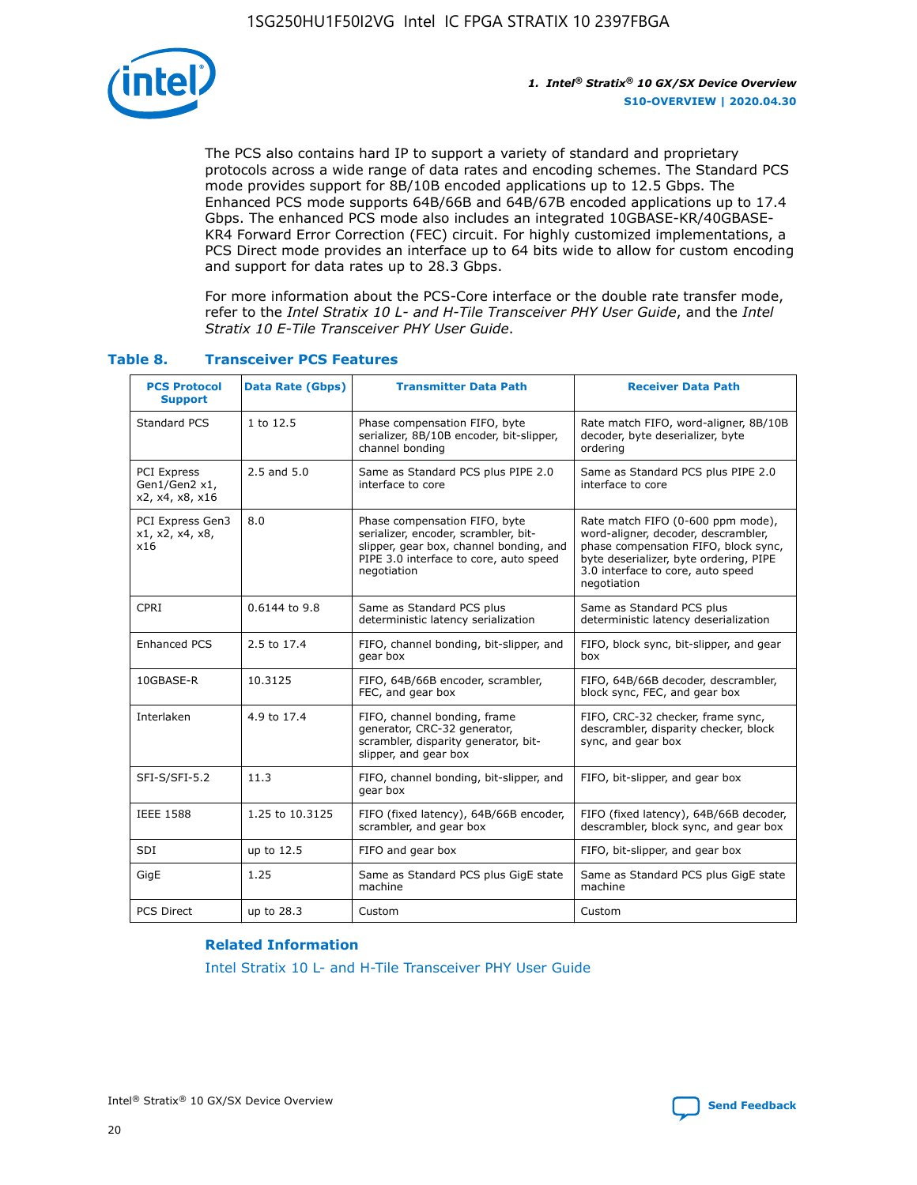The PCS also contains hard IP to support a variety of standard and proprietary protocols across a wide range of data rates and encoding schemes. The Standard PCS mode provides support for 8B/10B encoded applications up to 12.5 Gbps. The Enhanced PCS mode supports 64B/66B and 64B/67B encoded applications up to 17.4 Gbps. The enhanced PCS mode also includes an integrated 10GBASE-KR/40GBASE-KR4 Forward Error Correction (FEC) circuit. For highly customized implementations, a PCS Direct mode provides an interface up to 64 bits wide to allow for custom encoding and support for data rates up to 28.3 Gbps.

For more information about the PCS-Core interface or the double rate transfer mode, refer to the *Intel Stratix 10 L- and H-Tile Transceiver PHY User Guide*, and the *Intel Stratix 10 E-Tile Transceiver PHY User Guide*.

### Table 8. Transceiver PCS Features

| PCS Protocol Support | Data Rate (Gbps) | Transmitter Data Path | Receiver Data Path |
|---|---|---|---|
| Standard PCS | 1 to 12.5 | Phase compensation FIFO, byte serializer, 8B/10B encoder, bit-slipper, channel bonding | Rate match FIFO, word-aligner, 8B/10B decoder, byte deserializer, byte ordering |
| PCI Express Gen1/Gen2 x1, x2, x4, x8, x16 | 2.5 and 5.0 | Same as Standard PCS plus PIPE 2.0 interface to core | Same as Standard PCS plus PIPE 2.0 interface to core |
| PCI Express Gen3 x1, x2, x4, x8, x16 | 8.0 | Phase compensation FIFO, byte serializer, encoder, scrambler, bit-slipper, gear box, channel bonding, and PIPE 3.0 interface to core, auto speed negotiation | Rate match FIFO (0-600 ppm mode), word-aligner, decoder, descrambler, phase compensation FIFO, block sync, byte deserializer, byte ordering, PIPE 3.0 interface to core, auto speed negotiation |
| CPRI | 0.6144 to 9.8 | Same as Standard PCS plus deterministic latency serialization | Same as Standard PCS plus deterministic latency deserialization |
| Enhanced PCS | 2.5 to 17.4 | FIFO, channel bonding, bit-slipper, and gear box | FIFO, block sync, bit-slipper, and gear box |
| 10GBASE-R | 10.3125 | FIFO, 64B/66B encoder, scrambler, FEC, and gear box | FIFO, 64B/66B decoder, descrambler, block sync, FEC, and gear box |
| Interlaken | 4.9 to 17.4 | FIFO, channel bonding, frame generator, CRC-32 generator, scrambler, disparity generator, bit-slipper, and gear box | FIFO, CRC-32 checker, frame sync, descrambler, disparity checker, block sync, and gear box |
| SFI-S/SFI-5.2 | 11.3 | FIFO, channel bonding, bit-slipper, and gear box | FIFO, bit-slipper, and gear box |
| IEEE 1588 | 1.25 to 10.3125 | FIFO (fixed latency), 64B/66B encoder, scrambler, and gear box | FIFO (fixed latency), 64B/66B decoder, descrambler, block sync, and gear box |
| SDI | up to 12.5 | FIFO and gear box | FIFO, bit-slipper, and gear box |
| GigE | 1.25 | Same as Standard PCS plus GigE state machine | Same as Standard PCS plus GigE state machine |
| PCS Direct | up to 28.3 | Custom | Custom |

#### Related Information

Intel Stratix 10 L- and H-Tile Transceiver PHY User Guide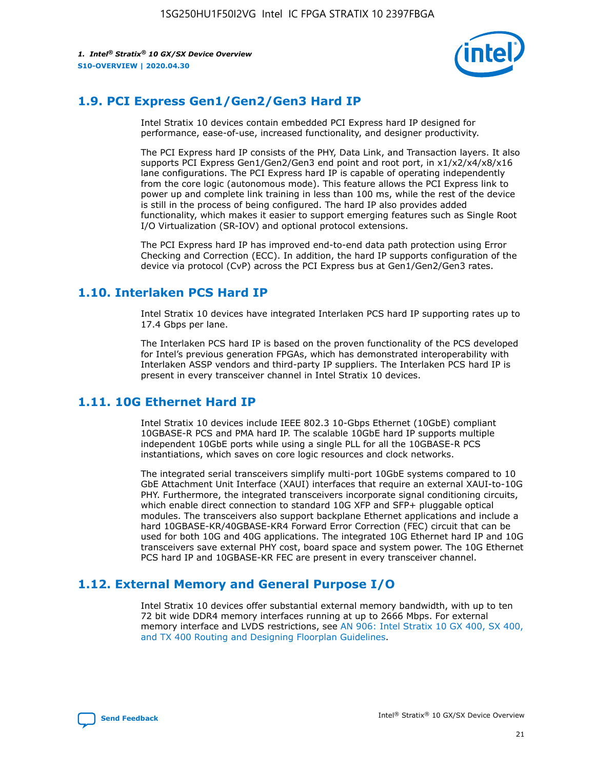## 1.9. PCI Express Gen1/Gen2/Gen3 Hard IP

Intel Stratix 10 devices contain embedded PCI Express hard IP designed for performance, ease-of-use, increased functionality, and designer productivity.

The PCI Express hard IP consists of the PHY, Data Link, and Transaction layers. It also supports PCI Express Gen1/Gen2/Gen3 end point and root port, in x1/x2/x4/x8/x16 lane configurations. The PCI Express hard IP is capable of operating independently from the core logic (autonomous mode). This feature allows the PCI Express link to power up and complete link training in less than 100 ms, while the rest of the device is still in the process of being configured. The hard IP also provides added functionality, which makes it easier to support emerging features such as Single Root I/O Virtualization (SR-IOV) and optional protocol extensions.

The PCI Express hard IP has improved end-to-end data path protection using Error Checking and Correction (ECC). In addition, the hard IP supports configuration of the device via protocol (CvP) across the PCI Express bus at Gen1/Gen2/Gen3 rates.

## 1.10. Interlaken PCS Hard IP

Intel Stratix 10 devices have integrated Interlaken PCS hard IP supporting rates up to 17.4 Gbps per lane.

The Interlaken PCS hard IP is based on the proven functionality of the PCS developed for Intel's previous generation FPGAs, which has demonstrated interoperability with Interlaken ASSP vendors and third-party IP suppliers. The Interlaken PCS hard IP is present in every transceiver channel in Intel Stratix 10 devices.

## 1.11. 10G Ethernet Hard IP

Intel Stratix 10 devices include IEEE 802.3 10-Gbps Ethernet (10GbE) compliant 10GBASE-R PCS and PMA hard IP. The scalable 10GbE hard IP supports multiple independent 10GbE ports while using a single PLL for all the 10GBASE-R PCS instantiations, which saves on core logic resources and clock networks.

The integrated serial transceivers simplify multi-port 10GbE systems compared to 10 GbE Attachment Unit Interface (XAUI) interfaces that require an external XAUI-to-10G PHY. Furthermore, the integrated transceivers incorporate signal conditioning circuits, which enable direct connection to standard 10G XFP and SFP+ pluggable optical modules. The transceivers also support backplane Ethernet applications and include a hard 10GBASE-KR/40GBASE-KR4 Forward Error Correction (FEC) circuit that can be used for both 10G and 40G applications. The integrated 10G Ethernet hard IP and 10G transceivers save external PHY cost, board space and system power. The 10G Ethernet PCS hard IP and 10GBASE-KR FEC are present in every transceiver channel.

## 1.12. External Memory and General Purpose I/O

Intel Stratix 10 devices offer substantial external memory bandwidth, with up to ten 72 bit wide DDR4 memory interfaces running at up to 2666 Mbps. For external memory interface and LVDS restrictions, see AN 906: Intel Stratix 10 GX 400, SX 400, and TX 400 Routing and Designing Floorplan Guidelines.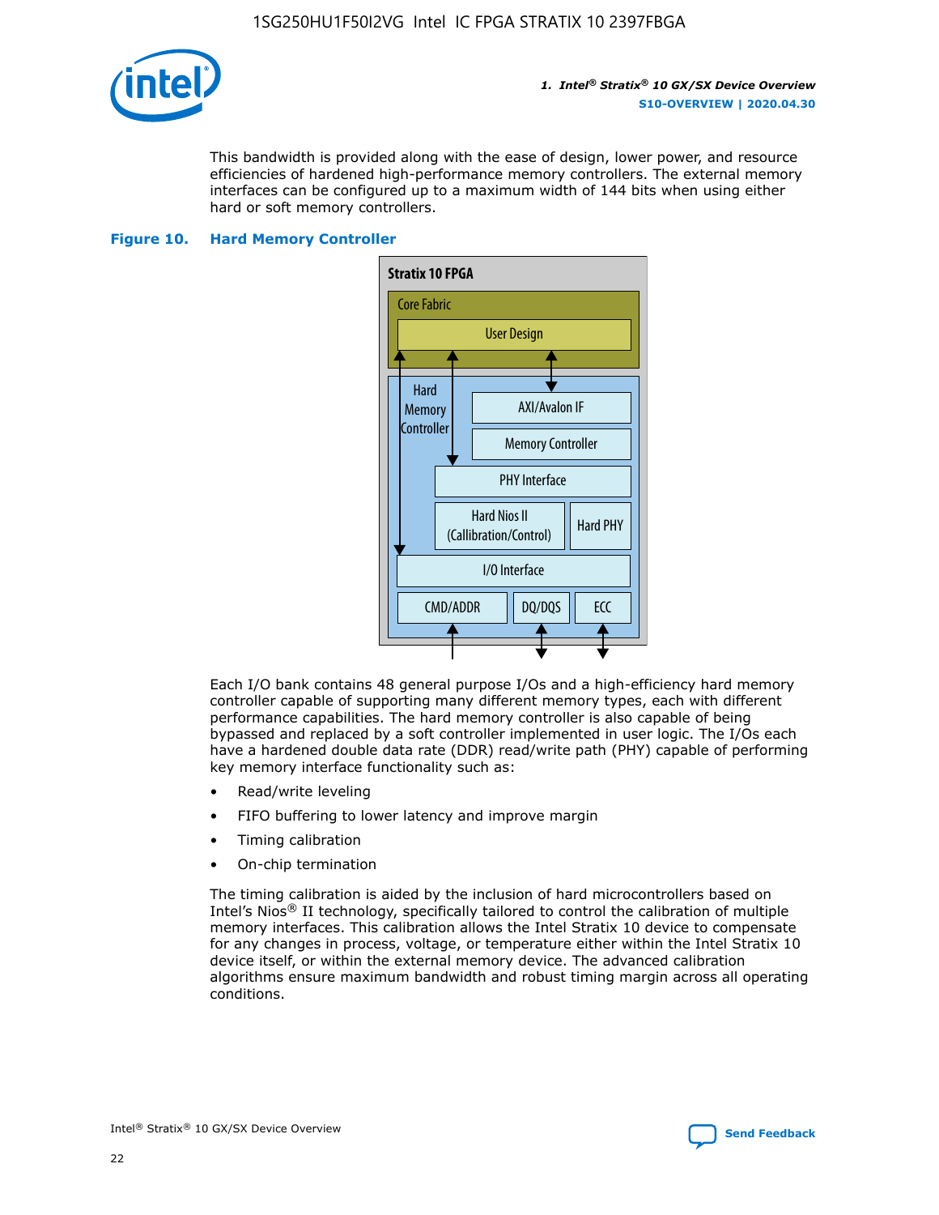This bandwidth is provided along with the ease of design, lower power, and resource efficiencies of hardened high-performance memory controllers. The external memory interfaces can be configured up to a maximum width of 144 bits when using either hard or soft memory controllers.

**Figure 10. Hard Memory Controller**

Stratix 10 FPGA

Core Fabric

User Design

Hard Memory Controller

AXI/Avalon IF

Memory Controller

PHY Interface

Hard Nios II (Callibration/Control)

Hard PHY

I/O Interface

CMD/ADDR | DQ/DQS | ECC

Each I/O bank contains 48 general purpose I/Os and a high-efficiency hard memory controller capable of supporting many different memory types, each with different performance capabilities. The hard memory controller is also capable of being bypassed and replaced by a soft controller implemented in user logic. The I/Os each have a hardened double data rate (DDR) read/write path (PHY) capable of performing key memory interface functionality such as:

- Read/write leveling
- FIFO buffering to lower latency and improve margin
- Timing calibration
- On-chip termination

The timing calibration is aided by the inclusion of hard microcontrollers based on Intel's Nios® II technology, specifically tailored to control the calibration of multiple memory interfaces. This calibration allows the Intel Stratix 10 device to compensate for any changes in process, voltage, or temperature either within the Intel Stratix 10 device itself, or within the external memory device. The advanced calibration algorithms ensure maximum bandwidth and robust timing margin across all operating conditions.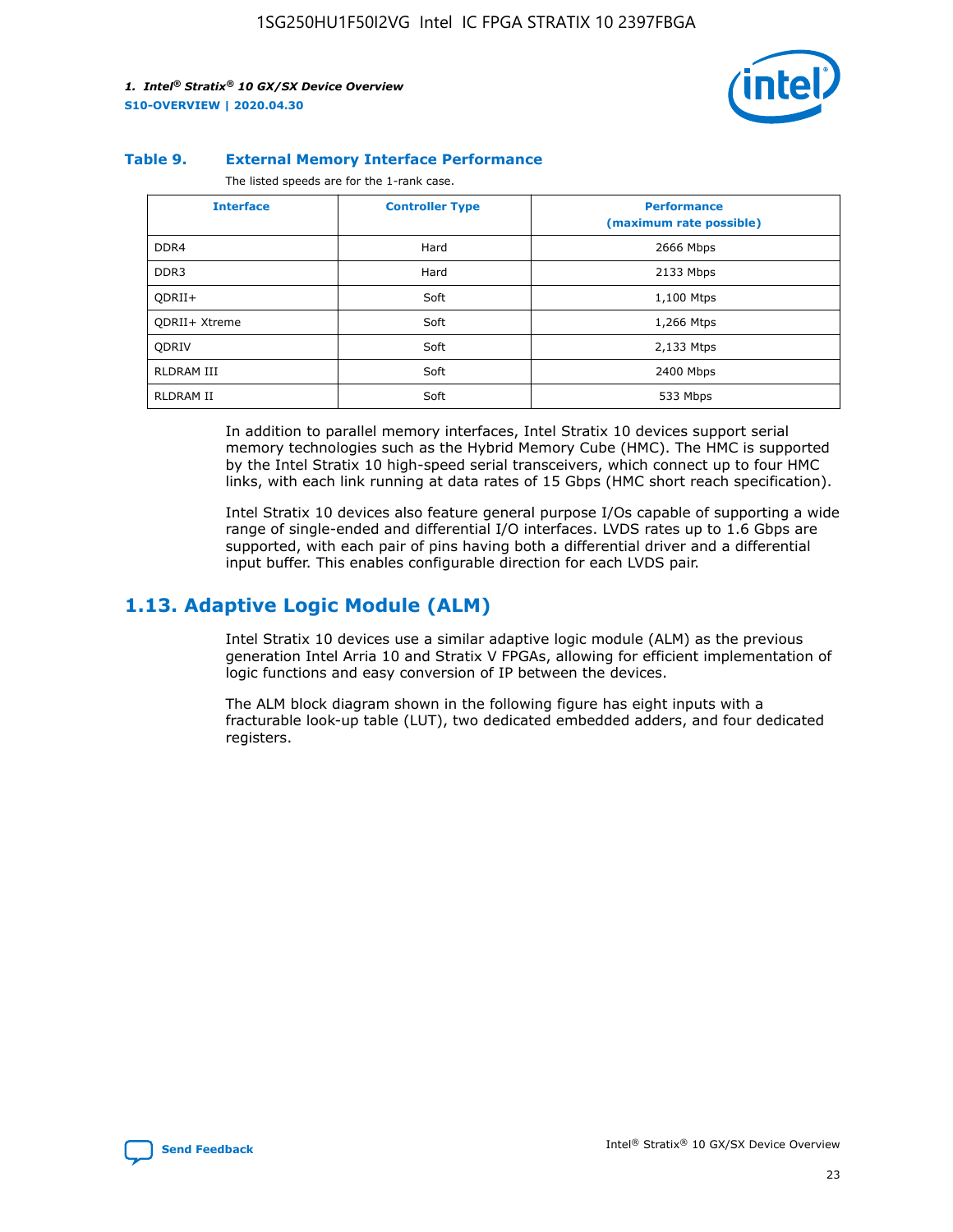**Table 9. External Memory Interface Performance**

The listed speeds are for the 1-rank case.

| Interface | Controller Type | Performance (maximum rate possible) |
| --- | --- | --- |
| DDR4 | Hard | 2666 Mbps |
| DDR3 | Hard | 2133 Mbps |
| QDRII+ | Soft | 1,100 Mtps |
| QDRII+ Xtreme | Soft | 1,266 Mtps |
| QDRIV | Soft | 2,133 Mtps |
| RLDRAM III | Soft | 2400 Mbps |
| RLDRAM II | Soft | 533 Mbps |

In addition to parallel memory interfaces, Intel Stratix 10 devices support serial memory technologies such as the Hybrid Memory Cube (HMC). The HMC is supported by the Intel Stratix 10 high-speed serial transceivers, which connect up to four HMC links, with each link running at data rates of 15 Gbps (HMC short reach specification).

Intel Stratix 10 devices also feature general purpose I/Os capable of supporting a wide range of single-ended and differential I/O interfaces. LVDS rates up to 1.6 Gbps are supported, with each pair of pins having both a differential driver and a differential input buffer. This enables configurable direction for each LVDS pair.

## 1.13. Adaptive Logic Module (ALM)

Intel Stratix 10 devices use a similar adaptive logic module (ALM) as the previous generation Intel Arria 10 and Stratix V FPGAs, allowing for efficient implementation of logic functions and easy conversion of IP between the devices.

The ALM block diagram shown in the following figure has eight inputs with a fracturable look-up table (LUT), two dedicated embedded adders, and four dedicated registers.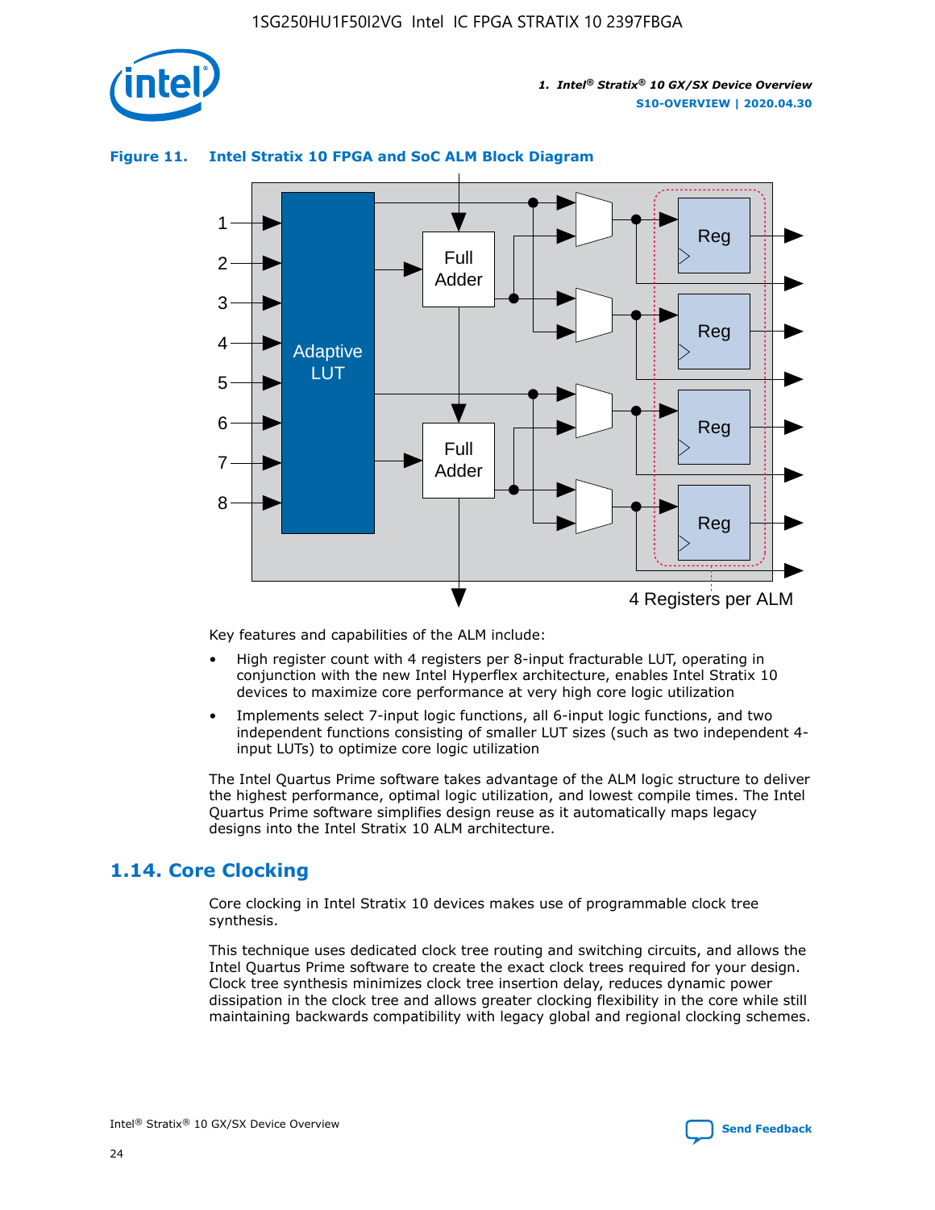**Figure 11. Intel Stratix 10 FPGA and SoC ALM Block Diagram**

Key features and capabilities of the ALM include:

- High register count with 4 registers per 8-input fracturable LUT, operating in conjunction with the new Intel Hyperflex architecture, enables Intel Stratix 10 devices to maximize core performance at very high core logic utilization
- Implements select 7-input logic functions, all 6-input logic functions, and two independent functions consisting of smaller LUT sizes (such as two independent 4-input LUTs) to optimize core logic utilization

The Intel Quartus Prime software takes advantage of the ALM logic structure to deliver the highest performance, optimal logic utilization, and lowest compile times. The Intel Quartus Prime software simplifies design reuse as it automatically maps legacy designs into the Intel Stratix 10 ALM architecture.

## 1.14. Core Clocking

Core clocking in Intel Stratix 10 devices makes use of programmable clock tree synthesis.

This technique uses dedicated clock tree routing and switching circuits, and allows the Intel Quartus Prime software to create the exact clock trees required for your design. Clock tree synthesis minimizes clock tree insertion delay, reduces dynamic power dissipation in the clock tree and allows greater clocking flexibility in the core while still maintaining backwards compatibility with legacy global and regional clocking schemes.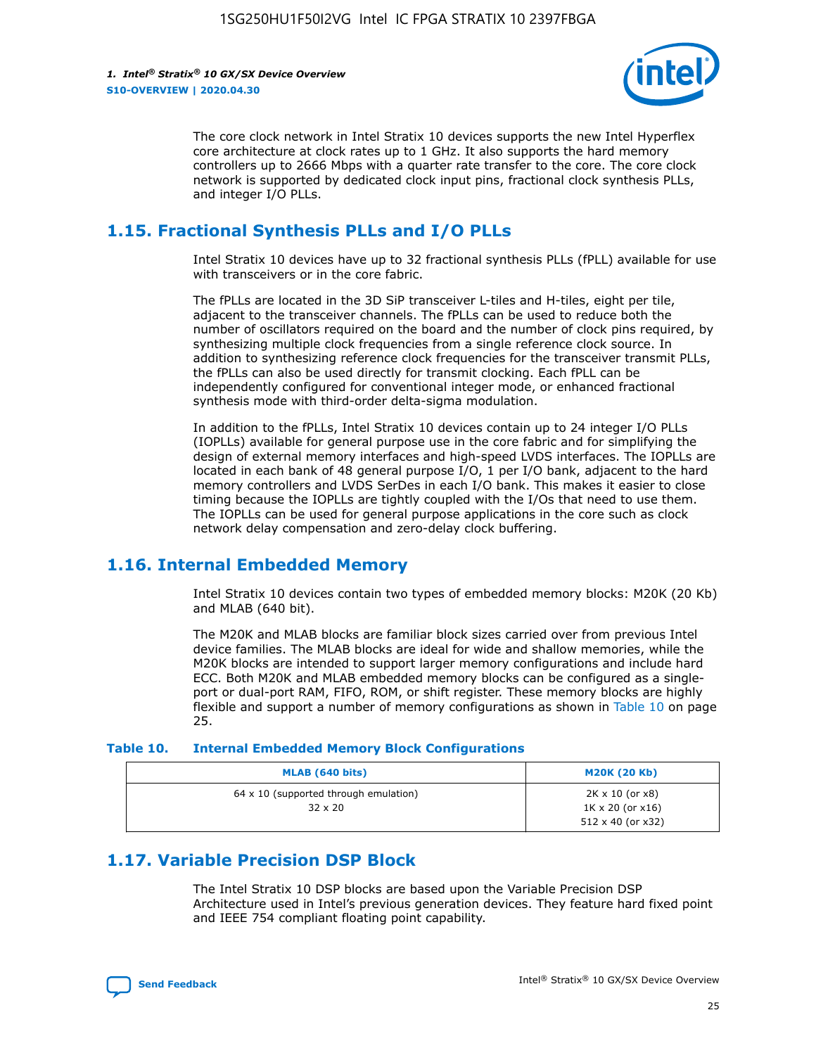The core clock network in Intel Stratix 10 devices supports the new Intel Hyperflex core architecture at clock rates up to 1 GHz. It also supports the hard memory controllers up to 2666 Mbps with a quarter rate transfer to the core. The core clock network is supported by dedicated clock input pins, fractional clock synthesis PLLs, and integer I/O PLLs.

## 1.15. Fractional Synthesis PLLs and I/O PLLs

Intel Stratix 10 devices have up to 32 fractional synthesis PLLs (fPLL) available for use with transceivers or in the core fabric.

The fPLLs are located in the 3D SiP transceiver L-tiles and H-tiles, eight per tile, adjacent to the transceiver channels. The fPLLs can be used to reduce both the number of oscillators required on the board and the number of clock pins required, by synthesizing multiple clock frequencies from a single reference clock source. In addition to synthesizing reference clock frequencies for the transceiver transmit PLLs, the fPLLs can also be used directly for transmit clocking. Each fPLL can be independently configured for conventional integer mode, or enhanced fractional synthesis mode with third-order delta-sigma modulation.

In addition to the fPLLs, Intel Stratix 10 devices contain up to 24 integer I/O PLLs (IOPLLs) available for general purpose use in the core fabric and for simplifying the design of external memory interfaces and high-speed LVDS interfaces. The IOPLLs are located in each bank of 48 general purpose I/O, 1 per I/O bank, adjacent to the hard memory controllers and LVDS SerDes in each I/O bank. This makes it easier to close timing because the IOPLLs are tightly coupled with the I/Os that need to use them. The IOPLLs can be used for general purpose applications in the core such as clock network delay compensation and zero-delay clock buffering.

## 1.16. Internal Embedded Memory

Intel Stratix 10 devices contain two types of embedded memory blocks: M20K (20 Kb) and MLAB (640 bit).

The M20K and MLAB blocks are familiar block sizes carried over from previous Intel device families. The MLAB blocks are ideal for wide and shallow memories, while the M20K blocks are intended to support larger memory configurations and include hard ECC. Both M20K and MLAB embedded memory blocks can be configured as a single-port or dual-port RAM, FIFO, ROM, or shift register. These memory blocks are highly flexible and support a number of memory configurations as shown in Table 10 on page 25.

**Table 10. Internal Embedded Memory Block Configurations**

| MLAB (640 bits) | M20K (20 Kb) |
|---|---|
| 64 x 10 (supported through emulation)<br>32 x 20 | 2K x 10 (or x8)<br>1K x 20 (or x16)<br>512 x 40 (or x32) |

## 1.17. Variable Precision DSP Block

The Intel Stratix 10 DSP blocks are based upon the Variable Precision DSP Architecture used in Intel's previous generation devices. They feature hard fixed point and IEEE 754 compliant floating point capability.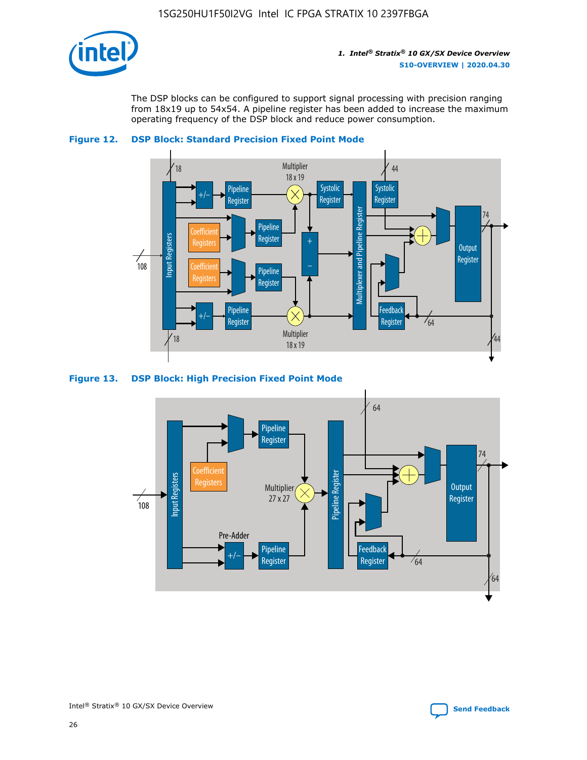The DSP blocks can be configured to support signal processing with precision ranging from 18x19 up to 54x54. A pipeline register has been added to increase the maximum operating frequency of the DSP block and reduce power consumption.

**Figure 12. DSP Block: Standard Precision Fixed Point Mode**

**Figure 13. DSP Block: High Precision Fixed Point Mode**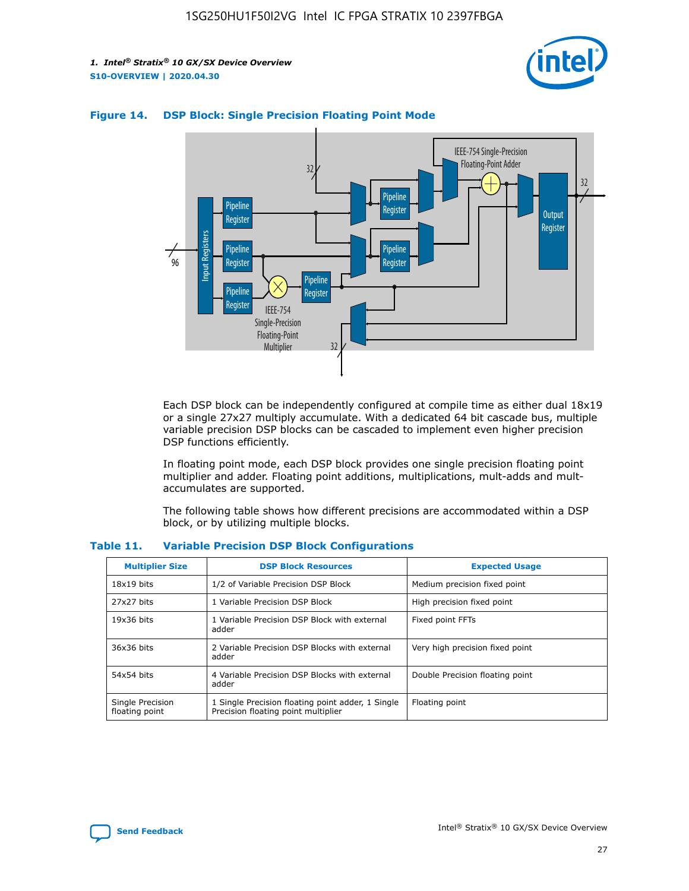**Figure 14. DSP Block: Single Precision Floating Point Mode**

Each DSP block can be independently configured at compile time as either dual 18x19 or a single 27x27 multiply accumulate. With a dedicated 64 bit cascade bus, multiple variable precision DSP blocks can be cascaded to implement even higher precision DSP functions efficiently.

In floating point mode, each DSP block provides one single precision floating point multiplier and adder. Floating point additions, multiplications, mult-adds and mult-accumulates are supported.

The following table shows how different precisions are accommodated within a DSP block, or by utilizing multiple blocks.

**Table 11. Variable Precision DSP Block Configurations**

| Multiplier Size | DSP Block Resources | Expected Usage |
|---|---|---|
| 18x19 bits | 1/2 of Variable Precision DSP Block | Medium precision fixed point |
| 27x27 bits | 1 Variable Precision DSP Block | High precision fixed point |
| 19x36 bits | 1 Variable Precision DSP Block with external adder | Fixed point FFTs |
| 36x36 bits | 2 Variable Precision DSP Blocks with external adder | Very high precision fixed point |
| 54x54 bits | 4 Variable Precision DSP Blocks with external adder | Double Precision floating point |
| Single Precision floating point | 1 Single Precision floating point adder, 1 Single Precision floating point multiplier | Floating point |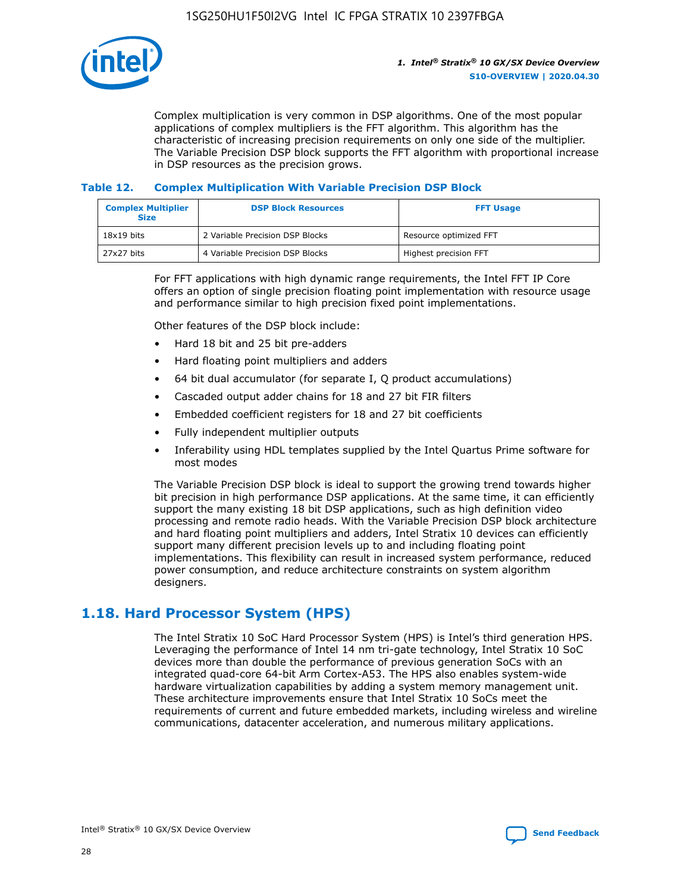Complex multiplication is very common in DSP algorithms. One of the most popular applications of complex multipliers is the FFT algorithm. This algorithm has the characteristic of increasing precision requirements on only one side of the multiplier. The Variable Precision DSP block supports the FFT algorithm with proportional increase in DSP resources as the precision grows.

### Table 12. Complex Multiplication With Variable Precision DSP Block

| Complex Multiplier Size | DSP Block Resources | FFT Usage |
| --- | --- | --- |
| 18x19 bits | 2 Variable Precision DSP Blocks | Resource optimized FFT |
| 27x27 bits | 4 Variable Precision DSP Blocks | Highest precision FFT |

For FFT applications with high dynamic range requirements, the Intel FFT IP Core offers an option of single precision floating point implementation with resource usage and performance similar to high precision fixed point implementations.

Other features of the DSP block include:

- Hard 18 bit and 25 bit pre-adders
- Hard floating point multipliers and adders
- 64 bit dual accumulator (for separate I, Q product accumulations)
- Cascaded output adder chains for 18 and 27 bit FIR filters
- Embedded coefficient registers for 18 and 27 bit coefficients
- Fully independent multiplier outputs
- Inferability using HDL templates supplied by the Intel Quartus Prime software for most modes

The Variable Precision DSP block is ideal to support the growing trend towards higher bit precision in high performance DSP applications. At the same time, it can efficiently support the many existing 18 bit DSP applications, such as high definition video processing and remote radio heads. With the Variable Precision DSP block architecture and hard floating point multipliers and adders, Intel Stratix 10 devices can efficiently support many different precision levels up to and including floating point implementations. This flexibility can result in increased system performance, reduced power consumption, and reduce architecture constraints on system algorithm designers.

## 1.18. Hard Processor System (HPS)

The Intel Stratix 10 SoC Hard Processor System (HPS) is Intel's third generation HPS. Leveraging the performance of Intel 14 nm tri-gate technology, Intel Stratix 10 SoC devices more than double the performance of previous generation SoCs with an integrated quad-core 64-bit Arm Cortex-A53. The HPS also enables system-wide hardware virtualization capabilities by adding a system memory management unit. These architecture improvements ensure that Intel Stratix 10 SoCs meet the requirements of current and future embedded markets, including wireless and wireline communications, datacenter acceleration, and numerous military applications.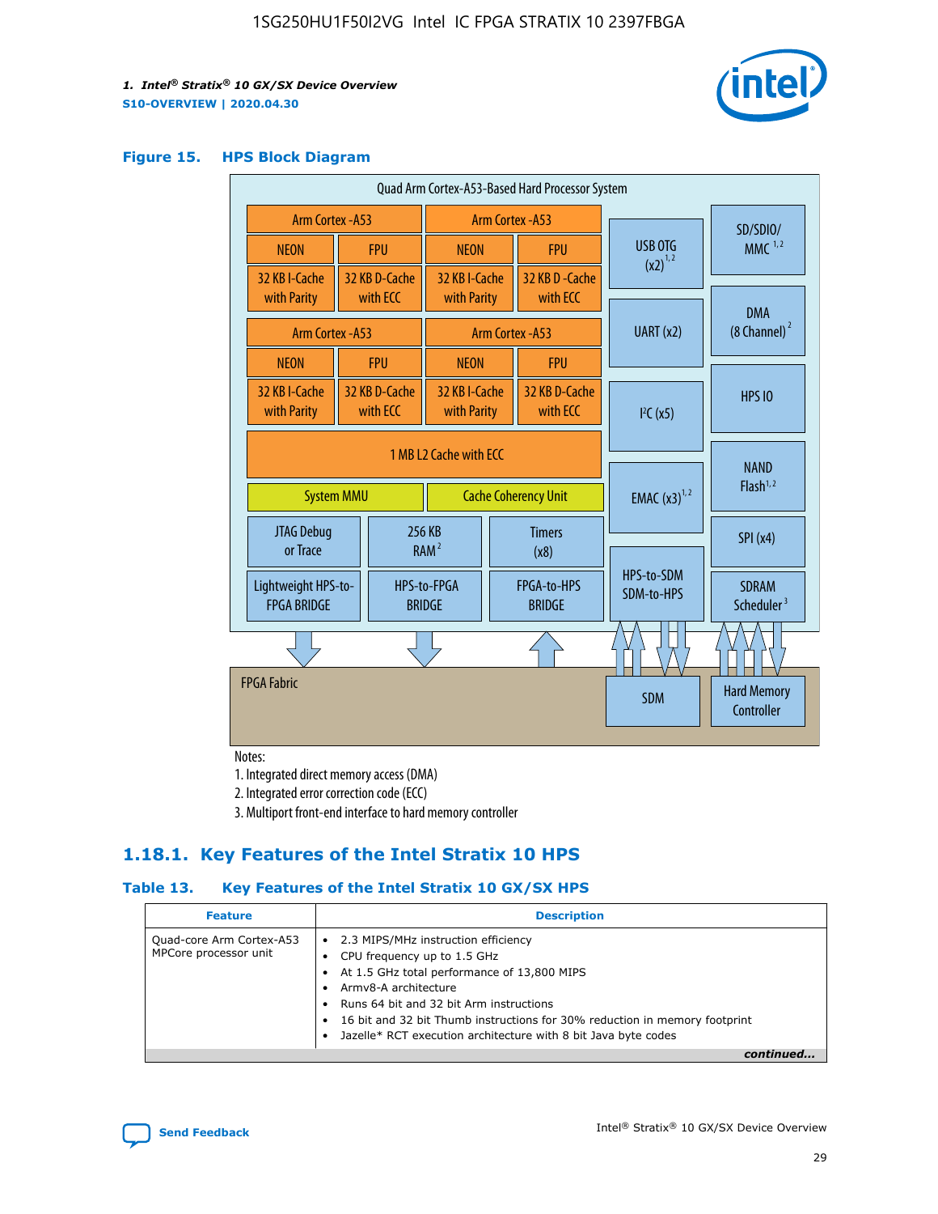**Figure 15. HPS Block Diagram**

Quad Arm Cortex-A53-Based Hard Processor System

| Arm Cortex-A53 | | Arm Cortex-A53 | |
|---|---|---|---|
| NEON | FPU | NEON | FPU |
| 32 KB I-Cache with Parity | 32 KB D-Cache with ECC | 32 KB I-Cache with Parity | 32 KB D-Cache with ECC |

| Arm Cortex-A53 | | Arm Cortex-A53 | |
|---|---|---|---|
| NEON | FPU | NEON | FPU |
| 32 KB I-Cache with Parity | 32 KB D-Cache with ECC | 32 KB I-Cache with Parity | 32 KB D-Cache with ECC |

1 MB L2 Cache with ECC

System MMU | Cache Coherency Unit

JTAG Debug or Trace | 256 KB RAM [2] | Timers (x8)

Lightweight HPS-to-FPGA BRIDGE | HPS-to-FPGA BRIDGE | FPGA-to-HPS BRIDGE

USB OTG (x2) [1,2] | UART (x2) | I²C (x5) | EMAC (x3) [1,2] | HPS-to-SDM SDM-to-HPS

SD/SDIO/MMC [1,2] | DMA (8 Channel) [2] | HPS IO | NAND Flash [1,2] | SPI (x4) | SDRAM Scheduler [3]

FPGA Fabric | SDM | Hard Memory Controller

Notes:

1. Integrated direct memory access (DMA)
2. Integrated error correction code (ECC)
3. Multiport front-end interface to hard memory controller

## 1.18.1. Key Features of the Intel Stratix 10 HPS

**Table 13. Key Features of the Intel Stratix 10 GX/SX HPS**

| Feature | Description |
|---|---|
| Quad-core Arm Cortex-A53 MPCore processor unit | • 2.3 MIPS/MHz instruction efficiency<br>• CPU frequency up to 1.5 GHz<br>• At 1.5 GHz total performance of 13,800 MIPS<br>• Armv8-A architecture<br>• Runs 64 bit and 32 bit Arm instructions<br>• 16 bit and 32 bit Thumb instructions for 30% reduction in memory footprint<br>• Jazelle* RCT execution architecture with 8 bit Java byte codes |

*continued...*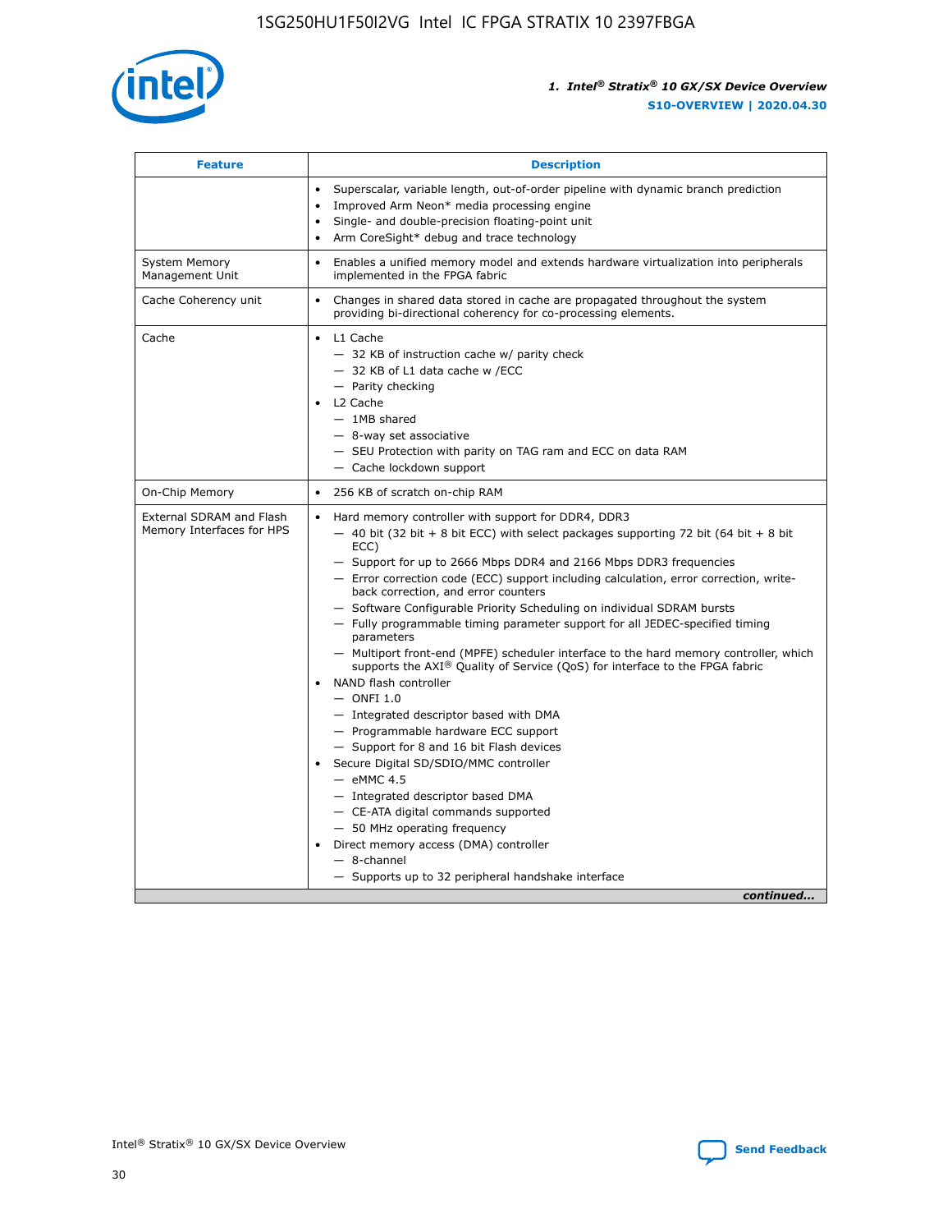| Feature | Description |
| --- | --- |
|  | • Superscalar, variable length, out-of-order pipeline with dynamic branch prediction<br>• Improved Arm Neon* media processing engine<br>• Single- and double-precision floating-point unit<br>• Arm CoreSight* debug and trace technology |
| System Memory Management Unit | • Enables a unified memory model and extends hardware virtualization into peripherals implemented in the FPGA fabric |
| Cache Coherency unit | • Changes in shared data stored in cache are propagated throughout the system providing bi-directional coherency for co-processing elements. |
| Cache | • L1 Cache<br>— 32 KB of instruction cache w/ parity check<br>— 32 KB of L1 data cache w /ECC<br>— Parity checking<br>• L2 Cache<br>— 1MB shared<br>— 8-way set associative<br>— SEU Protection with parity on TAG ram and ECC on data RAM<br>— Cache lockdown support |
| On-Chip Memory | • 256 KB of scratch on-chip RAM |
| External SDRAM and Flash Memory Interfaces for HPS | • Hard memory controller with support for DDR4, DDR3<br>— 40 bit (32 bit + 8 bit ECC) with select packages supporting 72 bit (64 bit + 8 bit ECC)<br>— Support for up to 2666 Mbps DDR4 and 2166 Mbps DDR3 frequencies<br>— Error correction code (ECC) support including calculation, error correction, write-back correction, and error counters<br>— Software Configurable Priority Scheduling on individual SDRAM bursts<br>— Fully programmable timing parameter support for all JEDEC-specified timing parameters<br>— Multiport front-end (MPFE) scheduler interface to the hard memory controller, which supports the AXI® Quality of Service (QoS) for interface to the FPGA fabric<br>• NAND flash controller<br>— ONFI 1.0<br>— Integrated descriptor based with DMA<br>— Programmable hardware ECC support<br>— Support for 8 and 16 bit Flash devices<br>• Secure Digital SD/SDIO/MMC controller<br>— eMMC 4.5<br>— Integrated descriptor based DMA<br>— CE-ATA digital commands supported<br>— 50 MHz operating frequency<br>• Direct memory access (DMA) controller<br>— 8-channel<br>— Supports up to 32 peripheral handshake interface |

*continued...*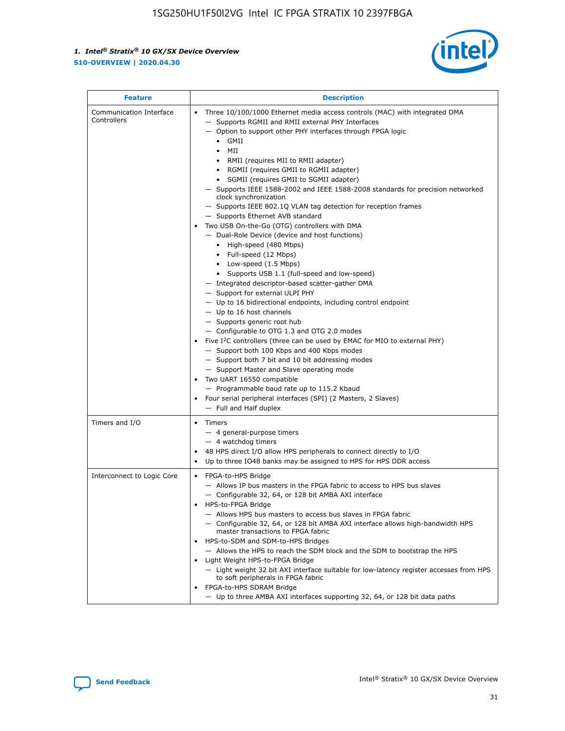| Feature | Description |
| --- | --- |
| Communication Interface Controllers | • Three 10/100/1000 Ethernet media access controls (MAC) with integrated DMA<br>— Supports RGMII and RMII external PHY Interfaces<br>— Option to support other PHY interfaces through FPGA logic<br>• GMII<br>• MII<br>• RMII (requires MII to RMII adapter)<br>• RGMII (requires GMII to RGMII adapter)<br>• SGMII (requires GMII to SGMII adapter)<br>— Supports IEEE 1588-2002 and IEEE 1588-2008 standards for precision networked clock synchronization<br>— Supports IEEE 802.1Q VLAN tag detection for reception frames<br>— Supports Ethernet AVB standard<br>• Two USB On-the-Go (OTG) controllers with DMA<br>— Dual-Role Device (device and host functions)<br>• High-speed (480 Mbps)<br>• Full-speed (12 Mbps)<br>• Low-speed (1.5 Mbps)<br>• Supports USB 1.1 (full-speed and low-speed)<br>— Integrated descriptor-based scatter-gather DMA<br>— Support for external ULPI PHY<br>— Up to 16 bidirectional endpoints, including control endpoint<br>— Up to 16 host channels<br>— Supports generic root hub<br>— Configurable to OTG 1.3 and OTG 2.0 modes<br>• Five I$^2$C controllers (three can be used by EMAC for MIO to external PHY)<br>— Support both 100 Kbps and 400 Kbps modes<br>— Support both 7 bit and 10 bit addressing modes<br>— Support Master and Slave operating mode<br>• Two UART 16550 compatible<br>— Programmable baud rate up to 115.2 Kbaud<br>• Four serial peripheral interfaces (SPI) (2 Masters, 2 Slaves)<br>— Full and Half duplex |
| Timers and I/O | • Timers<br>— 4 general-purpose timers<br>— 4 watchdog timers<br>• 48 HPS direct I/O allow HPS peripherals to connect directly to I/O<br>• Up to three IO48 banks may be assigned to HPS for HPS DDR access |
| Interconnect to Logic Core | • FPGA-to-HPS Bridge<br>— Allows IP bus masters in the FPGA fabric to access to HPS bus slaves<br>— Configurable 32, 64, or 128 bit AMBA AXI interface<br>• HPS-to-FPGA Bridge<br>— Allows HPS bus masters to access bus slaves in FPGA fabric<br>— Configurable 32, 64, or 128 bit AMBA AXI interface allows high-bandwidth HPS master transactions to FPGA fabric<br>• HPS-to-SDM and SDM-to-HPS Bridges<br>— Allows the HPS to reach the SDM block and the SDM to bootstrap the HPS<br>• Light Weight HPS-to-FPGA Bridge<br>— Light weight 32 bit AXI interface suitable for low-latency register accesses from HPS to soft peripherals in FPGA fabric<br>• FPGA-to-HPS SDRAM Bridge<br>— Up to three AMBA AXI interfaces supporting 32, 64, or 128 bit data paths |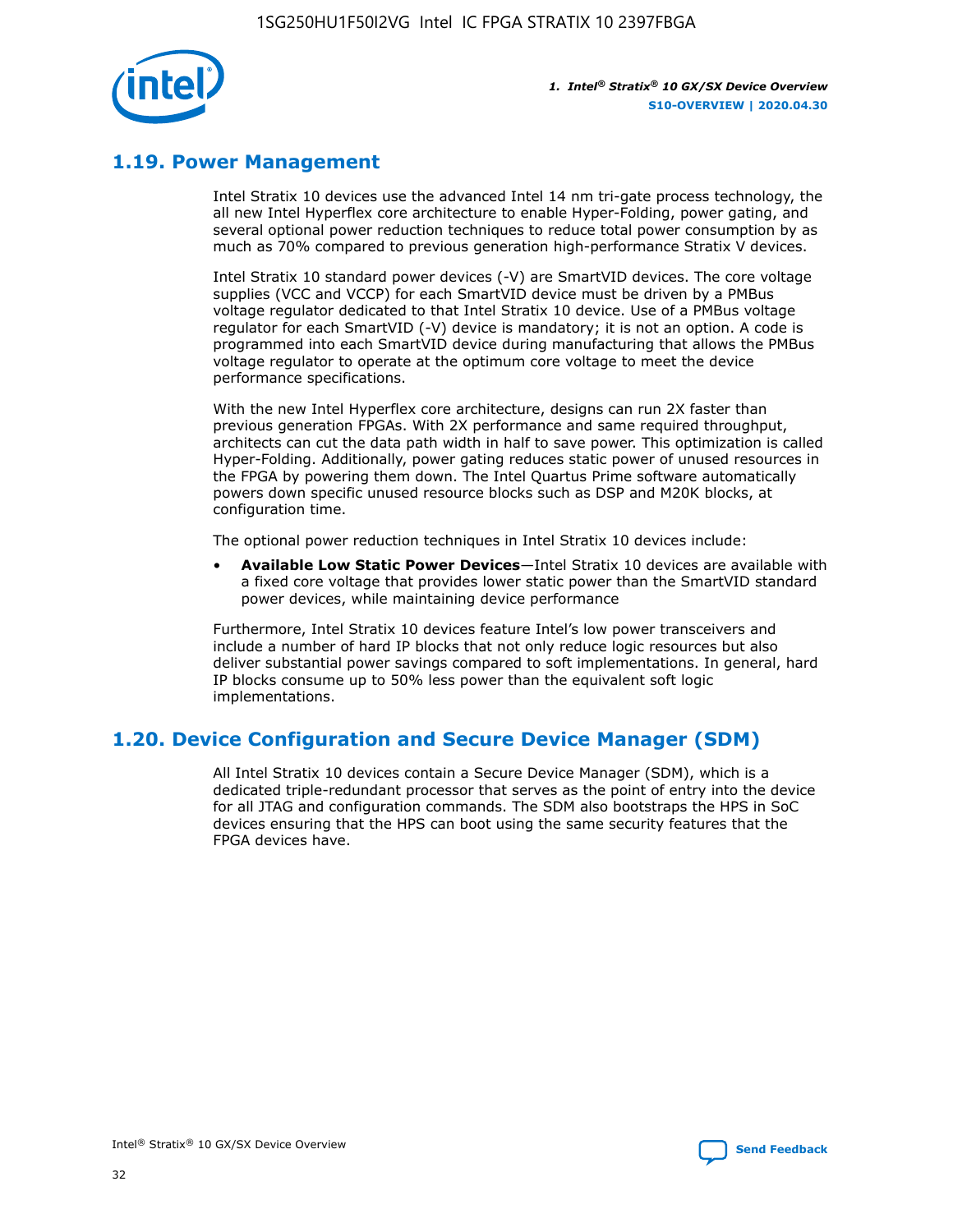## 1.19. Power Management

Intel Stratix 10 devices use the advanced Intel 14 nm tri-gate process technology, the all new Intel Hyperflex core architecture to enable Hyper-Folding, power gating, and several optional power reduction techniques to reduce total power consumption by as much as 70% compared to previous generation high-performance Stratix V devices.

Intel Stratix 10 standard power devices (-V) are SmartVID devices. The core voltage supplies (VCC and VCCP) for each SmartVID device must be driven by a PMBus voltage regulator dedicated to that Intel Stratix 10 device. Use of a PMBus voltage regulator for each SmartVID (-V) device is mandatory; it is not an option. A code is programmed into each SmartVID device during manufacturing that allows the PMBus voltage regulator to operate at the optimum core voltage to meet the device performance specifications.

With the new Intel Hyperflex core architecture, designs can run 2X faster than previous generation FPGAs. With 2X performance and same required throughput, architects can cut the data path width in half to save power. This optimization is called Hyper-Folding. Additionally, power gating reduces static power of unused resources in the FPGA by powering them down. The Intel Quartus Prime software automatically powers down specific unused resource blocks such as DSP and M20K blocks, at configuration time.

The optional power reduction techniques in Intel Stratix 10 devices include:

- **Available Low Static Power Devices**—Intel Stratix 10 devices are available with a fixed core voltage that provides lower static power than the SmartVID standard power devices, while maintaining device performance

Furthermore, Intel Stratix 10 devices feature Intel's low power transceivers and include a number of hard IP blocks that not only reduce logic resources but also deliver substantial power savings compared to soft implementations. In general, hard IP blocks consume up to 50% less power than the equivalent soft logic implementations.

## 1.20. Device Configuration and Secure Device Manager (SDM)

All Intel Stratix 10 devices contain a Secure Device Manager (SDM), which is a dedicated triple-redundant processor that serves as the point of entry into the device for all JTAG and configuration commands. The SDM also bootstraps the HPS in SoC devices ensuring that the HPS can boot using the same security features that the FPGA devices have.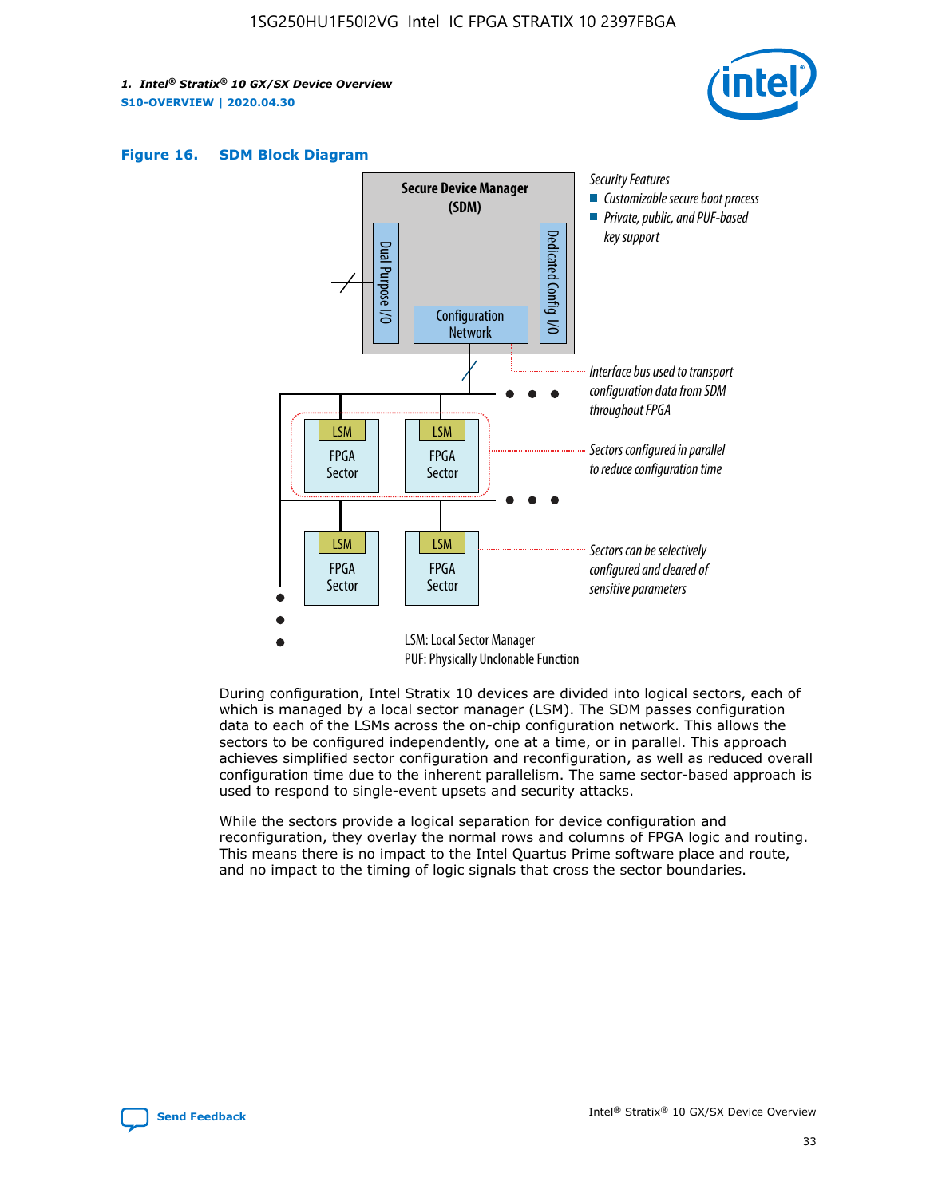**Figure 16. SDM Block Diagram**

Secure Device Manager (SDM)

Dual Purpose I/O

Dedicated Config I/O

Configuration Network

Security Features
- Customizable secure boot process
- Private, public, and PUF-based key support

Interface bus used to transport configuration data from SDM throughout FPGA

Sectors configured in parallel to reduce configuration time

Sectors can be selectively configured and cleared of sensitive parameters

LSM: Local Sector Manager
PUF: Physically Unclonable Function

During configuration, Intel Stratix 10 devices are divided into logical sectors, each of which is managed by a local sector manager (LSM). The SDM passes configuration data to each of the LSMs across the on-chip configuration network. This allows the sectors to be configured independently, one at a time, or in parallel. This approach achieves simplified sector configuration and reconfiguration, as well as reduced overall configuration time due to the inherent parallelism. The same sector-based approach is used to respond to single-event upsets and security attacks.

While the sectors provide a logical separation for device configuration and reconfiguration, they overlay the normal rows and columns of FPGA logic and routing. This means there is no impact to the Intel Quartus Prime software place and route, and no impact to the timing of logic signals that cross the sector boundaries.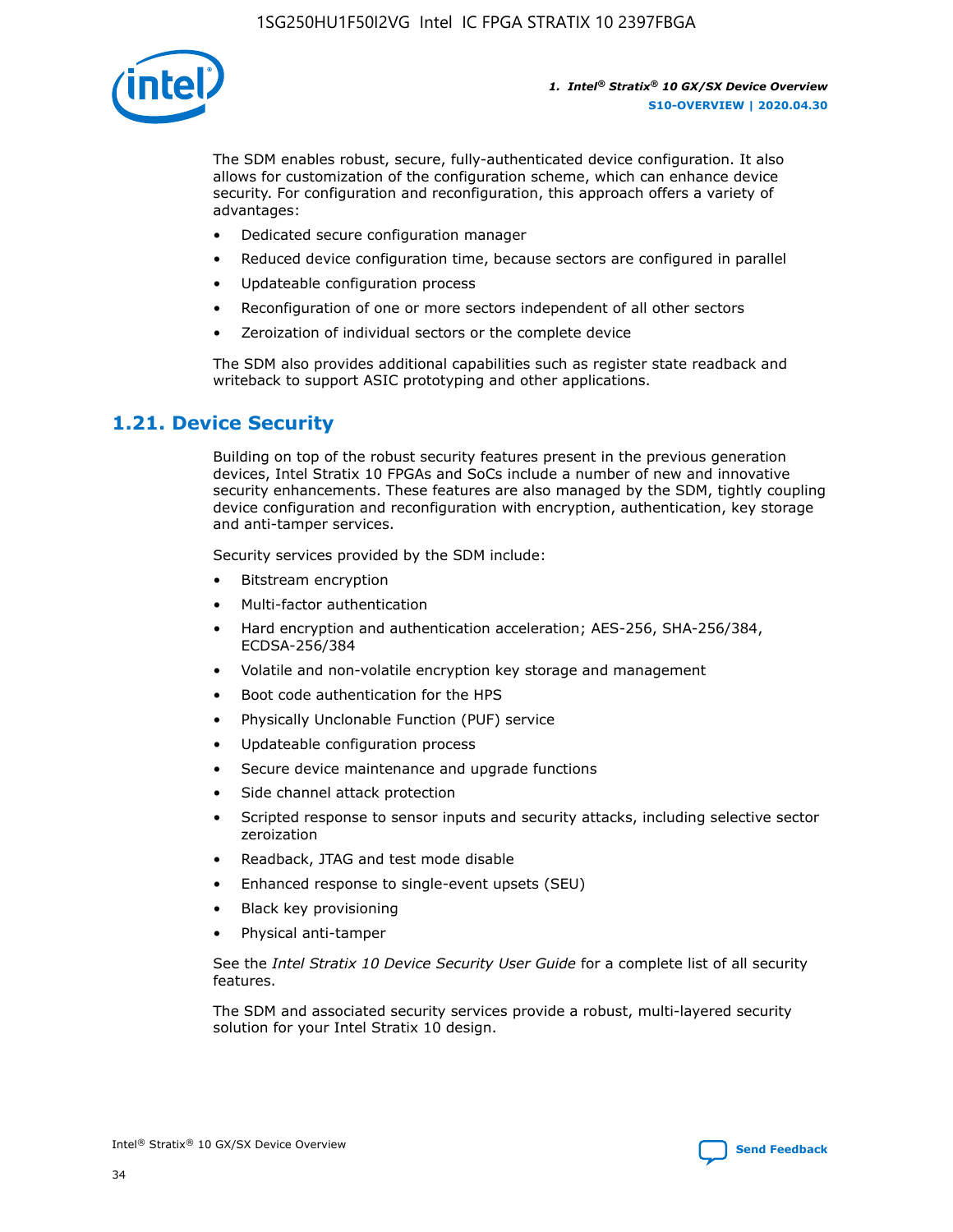The SDM enables robust, secure, fully-authenticated device configuration. It also allows for customization of the configuration scheme, which can enhance device security. For configuration and reconfiguration, this approach offers a variety of advantages:

- Dedicated secure configuration manager
- Reduced device configuration time, because sectors are configured in parallel
- Updateable configuration process
- Reconfiguration of one or more sectors independent of all other sectors
- Zeroization of individual sectors or the complete device

The SDM also provides additional capabilities such as register state readback and writeback to support ASIC prototyping and other applications.

## 1.21. Device Security

Building on top of the robust security features present in the previous generation devices, Intel Stratix 10 FPGAs and SoCs include a number of new and innovative security enhancements. These features are also managed by the SDM, tightly coupling device configuration and reconfiguration with encryption, authentication, key storage and anti-tamper services.

Security services provided by the SDM include:

- Bitstream encryption
- Multi-factor authentication
- Hard encryption and authentication acceleration; AES-256, SHA-256/384, ECDSA-256/384
- Volatile and non-volatile encryption key storage and management
- Boot code authentication for the HPS
- Physically Unclonable Function (PUF) service
- Updateable configuration process
- Secure device maintenance and upgrade functions
- Side channel attack protection
- Scripted response to sensor inputs and security attacks, including selective sector zeroization
- Readback, JTAG and test mode disable
- Enhanced response to single-event upsets (SEU)
- Black key provisioning
- Physical anti-tamper

See the *Intel Stratix 10 Device Security User Guide* for a complete list of all security features.

The SDM and associated security services provide a robust, multi-layered security solution for your Intel Stratix 10 design.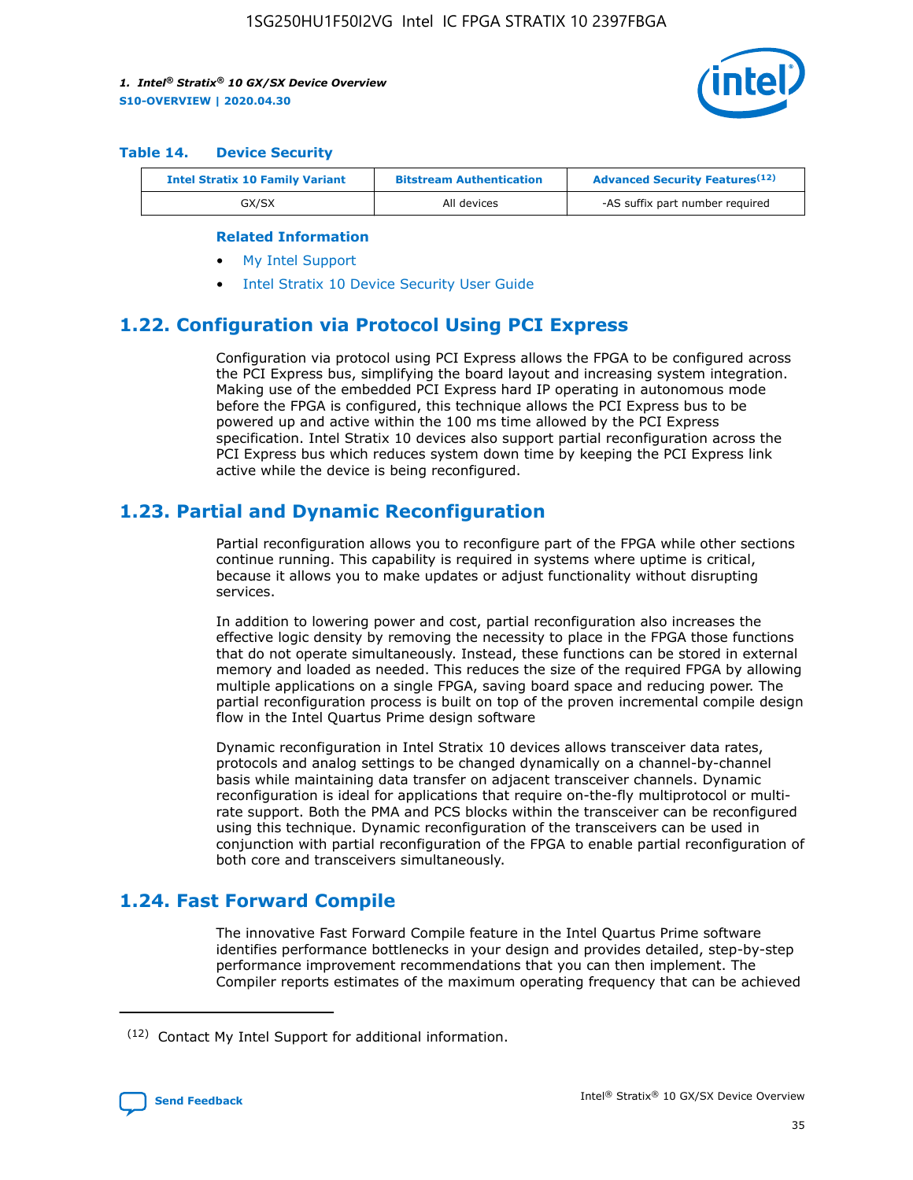**Table 14. Device Security**

| Intel Stratix 10 Family Variant | Bitstream Authentication | Advanced Security Features[12] |
|---|---|---|
| GX/SX | All devices | -AS suffix part number required |

**Related Information**

- My Intel Support
- Intel Stratix 10 Device Security User Guide

## 1.22. Configuration via Protocol Using PCI Express

Configuration via protocol using PCI Express allows the FPGA to be configured across the PCI Express bus, simplifying the board layout and increasing system integration. Making use of the embedded PCI Express hard IP operating in autonomous mode before the FPGA is configured, this technique allows the PCI Express bus to be powered up and active within the 100 ms time allowed by the PCI Express specification. Intel Stratix 10 devices also support partial reconfiguration across the PCI Express bus which reduces system down time by keeping the PCI Express link active while the device is being reconfigured.

## 1.23. Partial and Dynamic Reconfiguration

Partial reconfiguration allows you to reconfigure part of the FPGA while other sections continue running. This capability is required in systems where uptime is critical, because it allows you to make updates or adjust functionality without disrupting services.

In addition to lowering power and cost, partial reconfiguration also increases the effective logic density by removing the necessity to place in the FPGA those functions that do not operate simultaneously. Instead, these functions can be stored in external memory and loaded as needed. This reduces the size of the required FPGA by allowing multiple applications on a single FPGA, saving board space and reducing power. The partial reconfiguration process is built on top of the proven incremental compile design flow in the Intel Quartus Prime design software

Dynamic reconfiguration in Intel Stratix 10 devices allows transceiver data rates, protocols and analog settings to be changed dynamically on a channel-by-channel basis while maintaining data transfer on adjacent transceiver channels. Dynamic reconfiguration is ideal for applications that require on-the-fly multiprotocol or multi-rate support. Both the PMA and PCS blocks within the transceiver can be reconfigured using this technique. Dynamic reconfiguration of the transceivers can be used in conjunction with partial reconfiguration of the FPGA to enable partial reconfiguration of both core and transceivers simultaneously.

## 1.24. Fast Forward Compile

The innovative Fast Forward Compile feature in the Intel Quartus Prime software identifies performance bottlenecks in your design and provides detailed, step-by-step performance improvement recommendations that you can then implement. The Compiler reports estimates of the maximum operating frequency that can be achieved

[12] Contact My Intel Support for additional information.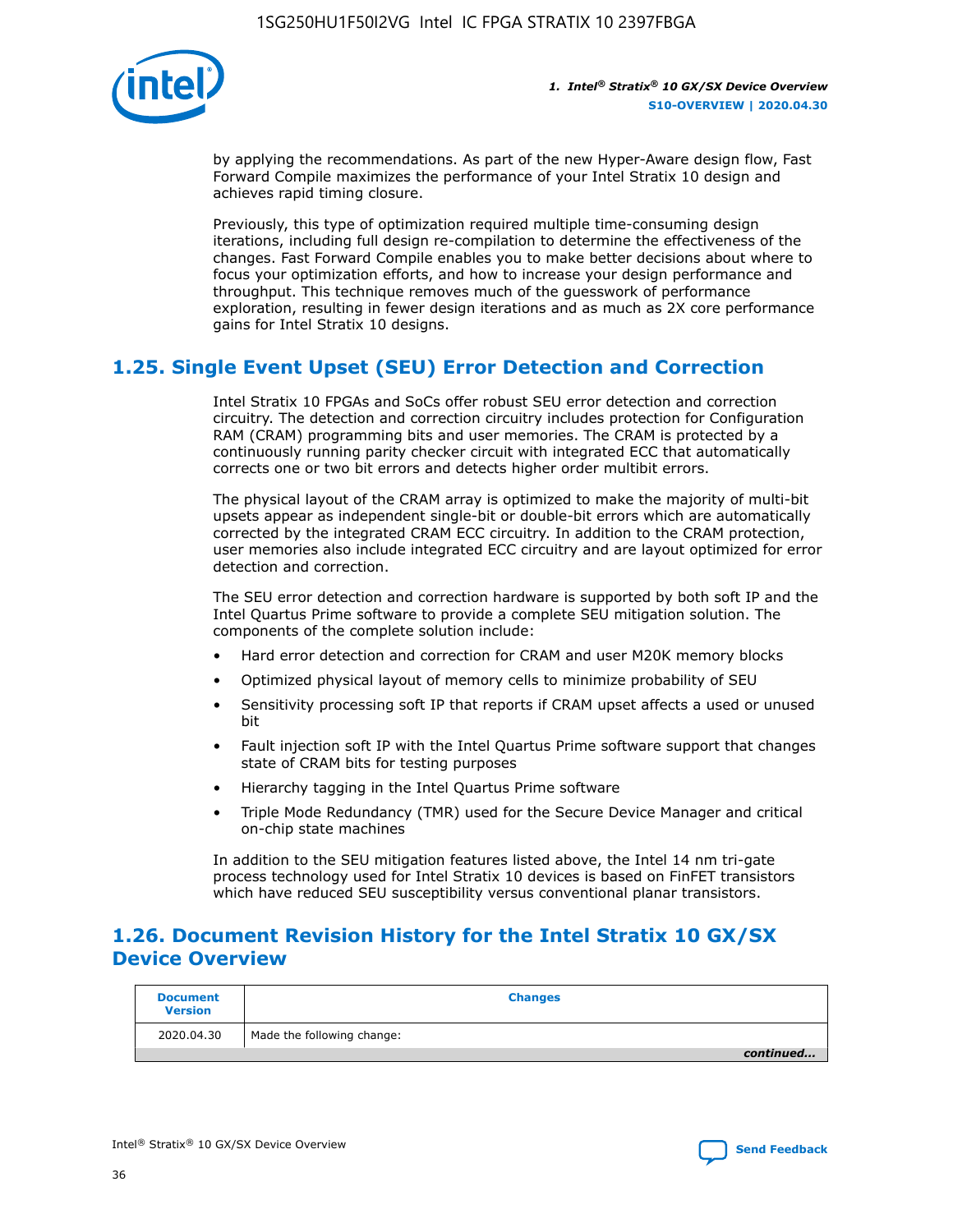by applying the recommendations. As part of the new Hyper-Aware design flow, Fast Forward Compile maximizes the performance of your Intel Stratix 10 design and achieves rapid timing closure.

Previously, this type of optimization required multiple time-consuming design iterations, including full design re-compilation to determine the effectiveness of the changes. Fast Forward Compile enables you to make better decisions about where to focus your optimization efforts, and how to increase your design performance and throughput. This technique removes much of the guesswork of performance exploration, resulting in fewer design iterations and as much as 2X core performance gains for Intel Stratix 10 designs.

## 1.25. Single Event Upset (SEU) Error Detection and Correction

Intel Stratix 10 FPGAs and SoCs offer robust SEU error detection and correction circuitry. The detection and correction circuitry includes protection for Configuration RAM (CRAM) programming bits and user memories. The CRAM is protected by a continuously running parity checker circuit with integrated ECC that automatically corrects one or two bit errors and detects higher order multibit errors.

The physical layout of the CRAM array is optimized to make the majority of multi-bit upsets appear as independent single-bit or double-bit errors which are automatically corrected by the integrated CRAM ECC circuitry. In addition to the CRAM protection, user memories also include integrated ECC circuitry and are layout optimized for error detection and correction.

The SEU error detection and correction hardware is supported by both soft IP and the Intel Quartus Prime software to provide a complete SEU mitigation solution. The components of the complete solution include:

- Hard error detection and correction for CRAM and user M20K memory blocks
- Optimized physical layout of memory cells to minimize probability of SEU
- Sensitivity processing soft IP that reports if CRAM upset affects a used or unused bit
- Fault injection soft IP with the Intel Quartus Prime software support that changes state of CRAM bits for testing purposes
- Hierarchy tagging in the Intel Quartus Prime software
- Triple Mode Redundancy (TMR) used for the Secure Device Manager and critical on-chip state machines

In addition to the SEU mitigation features listed above, the Intel 14 nm tri-gate process technology used for Intel Stratix 10 devices is based on FinFET transistors which have reduced SEU susceptibility versus conventional planar transistors.

## 1.26. Document Revision History for the Intel Stratix 10 GX/SX Device Overview

| Document Version | Changes |
| --- | --- |
| 2020.04.30 | Made the following change: |

*continued...*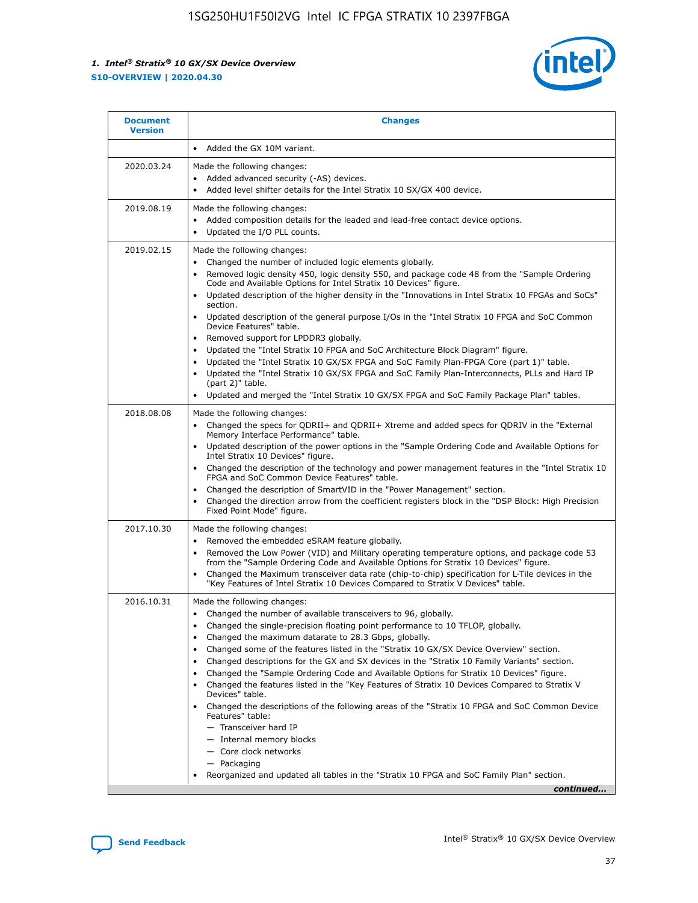| Document Version | Changes |
|---|---|
| | • Added the GX 10M variant. |
| 2020.03.24 | Made the following changes:<br>• Added advanced security (-AS) devices.<br>• Added level shifter details for the Intel Stratix 10 SX/GX 400 device. |
| 2019.08.19 | Made the following changes:<br>• Added composition details for the leaded and lead-free contact device options.<br>• Updated the I/O PLL counts. |
| 2019.02.15 | Made the following changes:<br>• Changed the number of included logic elements globally.<br>• Removed logic density 450, logic density 550, and package code 48 from the "Sample Ordering Code and Available Options for Intel Stratix 10 Devices" figure.<br>• Updated description of the higher density in the "Innovations in Intel Stratix 10 FPGAs and SoCs" section.<br>• Updated description of the general purpose I/Os in the "Intel Stratix 10 FPGA and SoC Common Device Features" table.<br>• Removed support for LPDDR3 globally.<br>• Updated the "Intel Stratix 10 FPGA and SoC Architecture Block Diagram" figure.<br>• Updated the "Intel Stratix 10 GX/SX FPGA and SoC Family Plan-FPGA Core (part 1)" table.<br>• Updated the "Intel Stratix 10 GX/SX FPGA and SoC Family Plan-Interconnects, PLLs and Hard IP (part 2)" table.<br>• Updated and merged the "Intel Stratix 10 GX/SX FPGA and SoC Family Package Plan" tables. |
| 2018.08.08 | Made the following changes:<br>• Changed the specs for QDRII+ and QDRII+ Xtreme and added specs for QDRIV in the "External Memory Interface Performance" table.<br>• Updated description of the power options in the "Sample Ordering Code and Available Options for Intel Stratix 10 Devices" figure.<br>• Changed the description of the technology and power management features in the "Intel Stratix 10 FPGA and SoC Common Device Features" table.<br>• Changed the description of SmartVID in the "Power Management" section.<br>• Changed the direction arrow from the coefficient registers block in the "DSP Block: High Precision Fixed Point Mode" figure. |
| 2017.10.30 | Made the following changes:<br>• Removed the embedded eSRAM feature globally.<br>• Removed the Low Power (VID) and Military operating temperature options, and package code 53 from the "Sample Ordering Code and Available Options for Stratix 10 Devices" figure.<br>• Changed the Maximum transceiver data rate (chip-to-chip) specification for L-Tile devices in the "Key Features of Intel Stratix 10 Devices Compared to Stratix V Devices" table. |
| 2016.10.31 | Made the following changes:<br>• Changed the number of available transceivers to 96, globally.<br>• Changed the single-precision floating point performance to 10 TFLOP, globally.<br>• Changed the maximum datarate to 28.3 Gbps, globally.<br>• Changed some of the features listed in the "Stratix 10 GX/SX Device Overview" section.<br>• Changed descriptions for the GX and SX devices in the "Stratix 10 Family Variants" section.<br>• Changed the "Sample Ordering Code and Available Options for Stratix 10 Devices" figure.<br>• Changed the features listed in the "Key Features of Stratix 10 Devices Compared to Stratix V Devices" table.<br>• Changed the descriptions of the following areas of the "Stratix 10 FPGA and SoC Common Device Features" table:<br>— Transceiver hard IP<br>— Internal memory blocks<br>— Core clock networks<br>— Packaging<br>• Reorganized and updated all tables in the "Stratix 10 FPGA and SoC Family Plan" section. |

*continued...*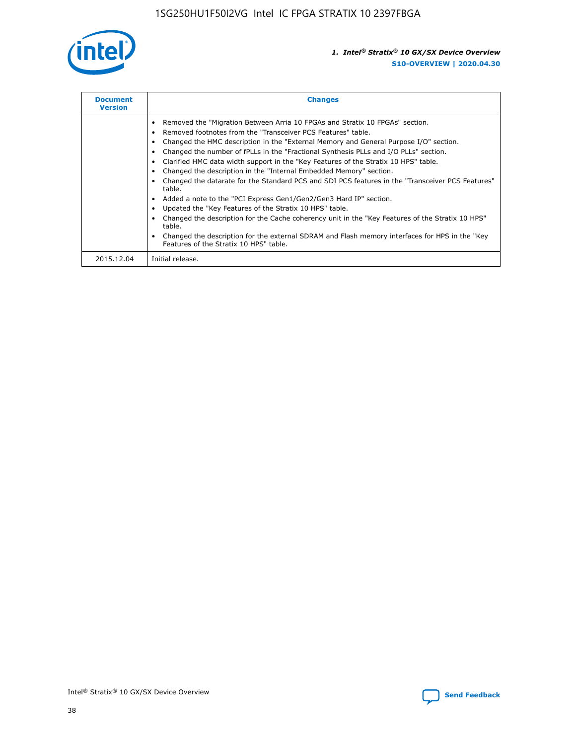| Document Version | Changes |
| --- | --- |
| | • Removed the "Migration Between Arria 10 FPGAs and Stratix 10 FPGAs" section.<br>• Removed footnotes from the "Transceiver PCS Features" table.<br>• Changed the HMC description in the "External Memory and General Purpose I/O" section.<br>• Changed the number of fPLLs in the "Fractional Synthesis PLLs and I/O PLLs" section.<br>• Clarified HMC data width support in the "Key Features of the Stratix 10 HPS" table.<br>• Changed the description in the "Internal Embedded Memory" section.<br>• Changed the datarate for the Standard PCS and SDI PCS features in the "Transceiver PCS Features" table.<br>• Added a note to the "PCI Express Gen1/Gen2/Gen3 Hard IP" section.<br>• Updated the "Key Features of the Stratix 10 HPS" table.<br>• Changed the description for the Cache coherency unit in the "Key Features of the Stratix 10 HPS" table.<br>• Changed the description for the external SDRAM and Flash memory interfaces for HPS in the "Key Features of the Stratix 10 HPS" table. |
| 2015.12.04 | Initial release. |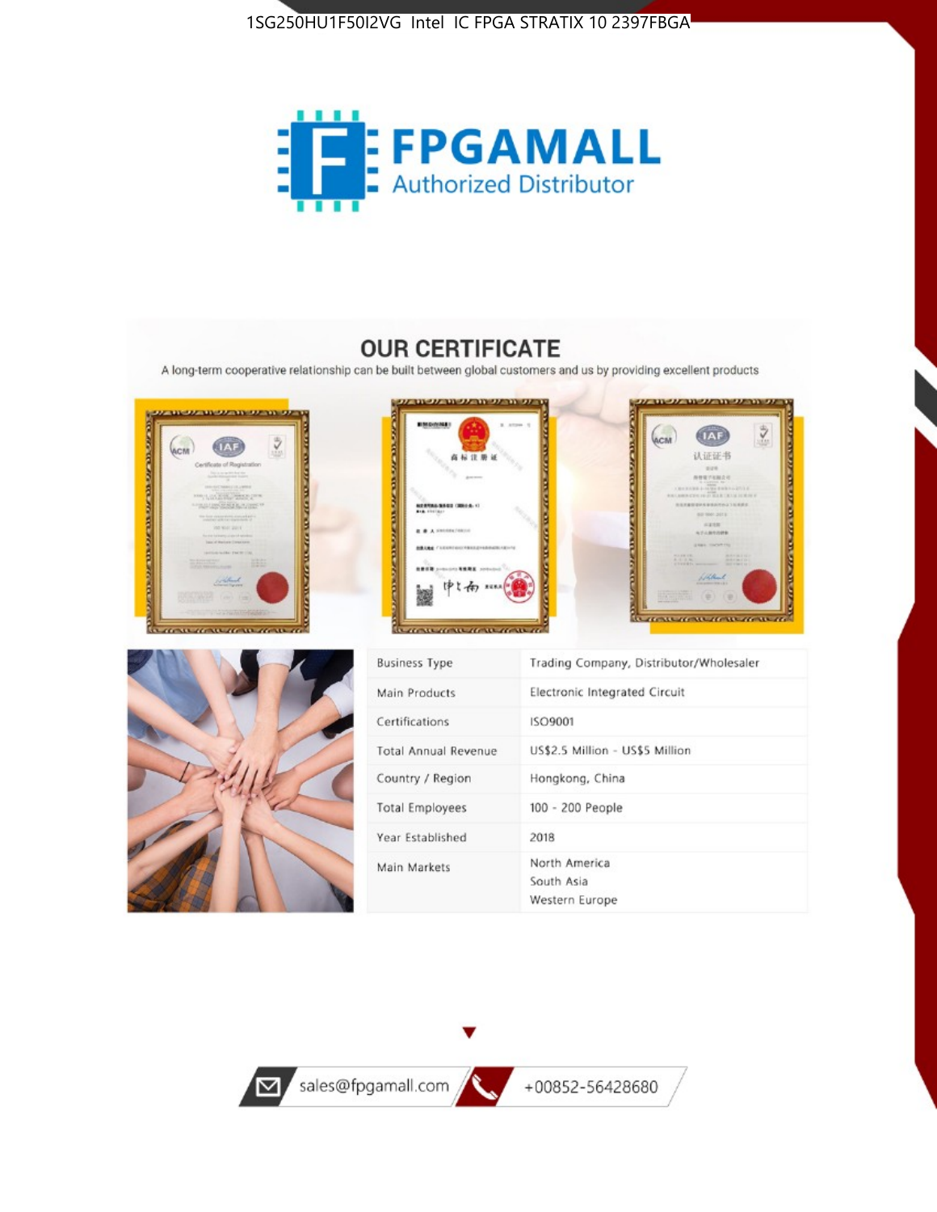FPGAMALL
Authorized Distributor

## OUR CERTIFICATE

A long-term cooperative relationship can be built between global customers and us by providing excellent products

| | |
|---|---|
| Business Type | Trading Company, Distributor/Wholesaler |
| Main Products | Electronic Integrated Circuit |
| Certifications | ISO9001 |
| Total Annual Revenue | US$2.5 Million - US$5 Million |
| Country / Region | Hongkong, China |
| Total Employees | 100 - 200 People |
| Year Established | 2018 |
| Main Markets | North America<br>South Asia<br>Western Europe |

sales@fpgamall.com

+00852-56428680